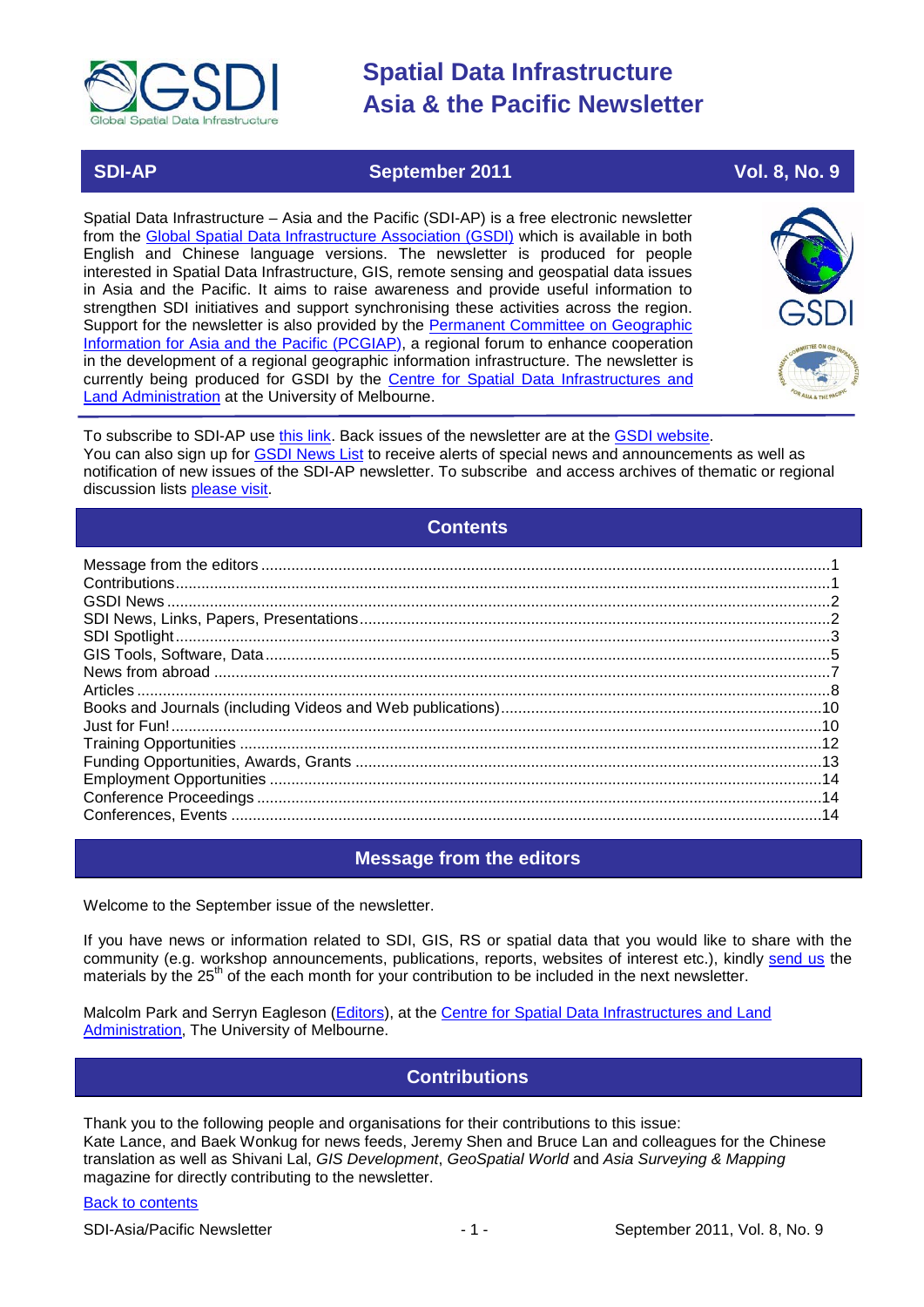# Spatial Data Infrastructure Asia & the Pacific Newsletter

**SDI-AP** | **September 2011** | **Vol. 8, No. 9**

Spatial Data Infrastructure – Asia and the Pacific (SDI-AP) is a free electronic newsletter from the Global Spatial Data Infrastructure Association (GSDI) which is available in both English and Chinese language versions. The newsletter is produced for people interested in Spatial Data Infrastructure, GIS, remote sensing and geospatial data issues in Asia and the Pacific. It aims to raise awareness and provide useful information to strengthen SDI initiatives and support synchronising these activities across the region. Support for the newsletter is also provided by the Permanent Committee on Geographic Information for Asia and the Pacific (PCGIAP), a regional forum to enhance cooperation in the development of a regional geographic information infrastructure. The newsletter is currently being produced for GSDI by the Centre for Spatial Data Infrastructures and Land Administration at the University of Melbourne.

To subscribe to SDI-AP use this link. Back issues of the newsletter are at the GSDI website. You can also sign up for GSDI News List to receive alerts of special news and announcements as well as notification of new issues of the SDI-AP newsletter. To subscribe and access archives of thematic or regional discussion lists please visit.

## Contents

- Message from the editors ....1
- Contributions ....1
- GSDI News ....2
- SDI News, Links, Papers, Presentations ....2
- SDI Spotlight ....3
- GIS Tools, Software, Data ....5
- News from abroad ....7
- Articles ....8
- Books and Journals (including Videos and Web publications) ....10
- Just for Fun! ....10
- Training Opportunities ....12
- Funding Opportunities, Awards, Grants ....13
- Employment Opportunities ....14
- Conference Proceedings ....14
- Conferences, Events ....14

## Message from the editors

Welcome to the September issue of the newsletter.

If you have news or information related to SDI, GIS, RS or spatial data that you would like to share with the community (e.g. workshop announcements, publications, reports, websites of interest etc.), kindly send us the materials by the 25th of the each month for your contribution to be included in the next newsletter.

Malcolm Park and Serryn Eagleson (Editors), at the Centre for Spatial Data Infrastructures and Land Administration, The University of Melbourne.

## Contributions

Thank you to the following people and organisations for their contributions to this issue:
Kate Lance, and Baek Wonkug for news feeds, Jeremy Shen and Bruce Lan and colleagues for the Chinese translation as well as Shivani Lal, *GIS Development*, *GeoSpatial World* and *Asia Surveying & Mapping* magazine for directly contributing to the newsletter.

Back to contents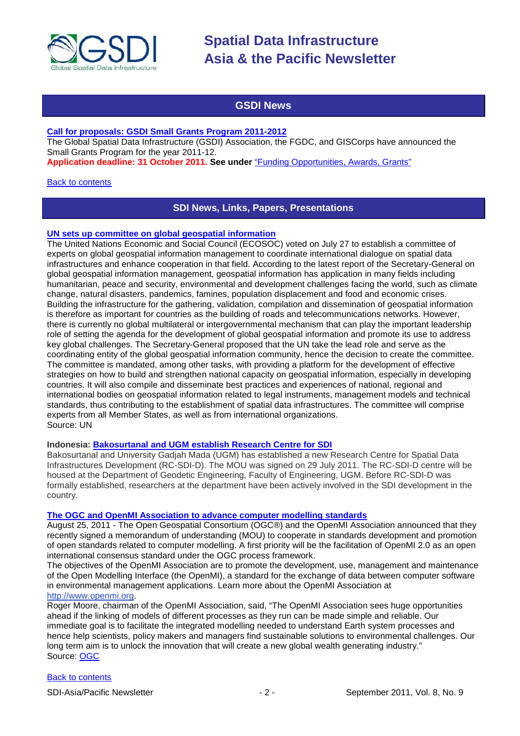## GSDI News

**[Call for proposals: GSDI Small Grants Program 2011-2012](#)**
The Global Spatial Data Infrastructure (GSDI) Association, the FGDC, and GISCorps have announced the Small Grants Program for the year 2011-12.
**Application deadline: 31 October 2011. See under** ["Funding Opportunities, Awards, Grants"](#)

[Back to contents](#)

## SDI News, Links, Papers, Presentations

**[UN sets up committee on global geospatial information](#)**
The United Nations Economic and Social Council (ECOSOC) voted on July 27 to establish a committee of experts on global geospatial information management to coordinate international dialogue on spatial data infrastructures and enhance cooperation in that field. According to the latest report of the Secretary-General on global geospatial information management, geospatial information has application in many fields including humanitarian, peace and security, environmental and development challenges facing the world, such as climate change, natural disasters, pandemics, famines, population displacement and food and economic crises. Building the infrastructure for the gathering, validation, compilation and dissemination of geospatial information is therefore as important for countries as the building of roads and telecommunications networks. However, there is currently no global multilateral or intergovernmental mechanism that can play the important leadership role of setting the agenda for the development of global geospatial information and promote its use to address key global challenges. The Secretary-General proposed that the UN take the lead role and serve as the coordinating entity of the global geospatial information community, hence the decision to create the committee. The committee is mandated, among other tasks, with providing a platform for the development of effective strategies on how to build and strengthen national capacity on geospatial information, especially in developing countries. It will also compile and disseminate best practices and experiences of national, regional and international bodies on geospatial information related to legal instruments, management models and technical standards, thus contributing to the establishment of spatial data infrastructures. The committee will comprise experts from all Member States, as well as from international organizations.
Source: UN

**Indonesia: [Bakosurtanal and UGM establish Research Centre for SDI](#)**
Bakosurtanal and University Gadjah Mada (UGM) has established a new Research Centre for Spatial Data Infrastructures Development (RC-SDI-D). The MOU was signed on 29 July 2011. The RC-SDI-D centre will be housed at the Department of Geodetic Engineering, Faculty of Engineering, UGM. Before RC-SDI-D was formally established, researchers at the department have been actively involved in the SDI development in the country.

**[The OGC and OpenMI Association to advance computer modelling standards](#)**
August 25, 2011 - The Open Geospatial Consortium (OGC®) and the OpenMI Association announced that they recently signed a memorandum of understanding (MOU) to cooperate in standards development and promotion of open standards related to computer modelling. A first priority will be the facilitation of OpenMI 2.0 as an open international consensus standard under the OGC process framework.
The objectives of the OpenMI Association are to promote the development, use, management and maintenance of the Open Modelling Interface (the OpenMI), a standard for the exchange of data between computer software in environmental management applications. Learn more about the OpenMI Association at [http://www.openmi.org](http://www.openmi.org).
Roger Moore, chairman of the OpenMI Association, said, "The OpenMI Association sees huge opportunities ahead if the linking of models of different processes as they run can be made simple and reliable. Our immediate goal is to facilitate the integrated modelling needed to understand Earth system processes and hence help scientists, policy makers and managers find sustainable solutions to environmental challenges. Our long term aim is to unlock the innovation that will create a new global wealth generating industry."
Source: [OGC](#)

[Back to contents](#)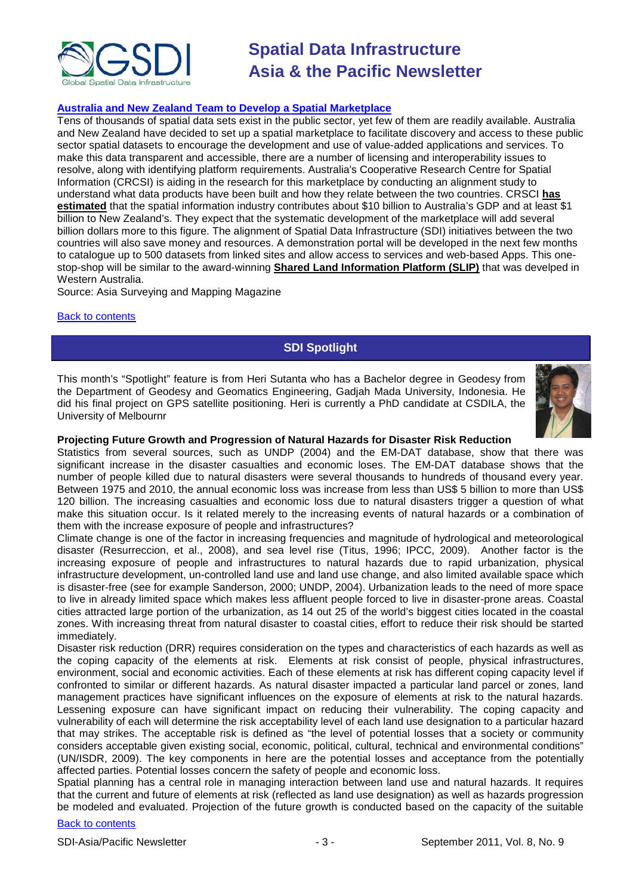### [Australia and New Zealand Team to Develop a Spatial Marketplace]

Tens of thousands of spatial data sets exist in the public sector, yet few of them are readily available. Australia and New Zealand have decided to set up a spatial marketplace to facilitate discovery and access to these public sector spatial datasets to encourage the development and use of value-added applications and services. To make this data transparent and accessible, there are a number of licensing and interoperability issues to resolve, along with identifying platform requirements. Australia's Cooperative Research Centre for Spatial Information (CRCSI) is aiding in the research for this marketplace by conducting an alignment study to understand what data products have been built and how they relate between the two countries. CRSCI **has estimated** that the spatial information industry contributes about $10 billion to Australia's GDP and at least $1 billion to New Zealand's. They expect that the systematic development of the marketplace will add several billion dollars more to this figure. The alignment of Spatial Data Infrastructure (SDI) initiatives between the two countries will also save money and resources. A demonstration portal will be developed in the next few months to catalogue up to 500 datasets from linked sites and allow access to services and web-based Apps. This one-stop-shop will be similar to the award-winning **Shared Land Information Platform (SLIP)** that was develped in Western Australia.

Source: Asia Surveying and Mapping Magazine

Back to contents

## SDI Spotlight

This month's "Spotlight" feature is from Heri Sutanta who has a Bachelor degree in Geodesy from the Department of Geodesy and Geomatics Engineering, Gadjah Mada University, Indonesia. He did his final project on GPS satellite positioning. Heri is currently a PhD candidate at CSDILA, the University of Melbournr

**Projecting Future Growth and Progression of Natural Hazards for Disaster Risk Reduction**

Statistics from several sources, such as UNDP (2004) and the EM-DAT database, show that there was significant increase in the disaster casualties and economic loses. The EM-DAT database shows that the number of people killed due to natural disasters were several thousands to hundreds of thousand every year. Between 1975 and 2010, the annual economic loss was increase from less than US$ 5 billion to more than US$ 120 billion. The increasing casualties and economic loss due to natural disasters trigger a question of what make this situation occur. Is it related merely to the increasing events of natural hazards or a combination of them with the increase exposure of people and infrastructures?

Climate change is one of the factor in increasing frequencies and magnitude of hydrological and meteorological disaster (Resurreccion, et al., 2008), and sea level rise (Titus, 1996; IPCC, 2009). Another factor is the increasing exposure of people and infrastructures to natural hazards due to rapid urbanization, physical infrastructure development, un-controlled land use and land use change, and also limited available space which is disaster-free (see for example Sanderson, 2000; UNDP, 2004). Urbanization leads to the need of more space to live in already limited space which makes less affluent people forced to live in disaster-prone areas. Coastal cities attracted large portion of the urbanization, as 14 out 25 of the world's biggest cities located in the coastal zones. With increasing threat from natural disaster to coastal cities, effort to reduce their risk should be started immediately.

Disaster risk reduction (DRR) requires consideration on the types and characteristics of each hazards as well as the coping capacity of the elements at risk. Elements at risk consist of people, physical infrastructures, environment, social and economic activities. Each of these elements at risk has different coping capacity level if confronted to similar or different hazards. As natural disaster impacted a particular land parcel or zones, land management practices have significant influences on the exposure of elements at risk to the natural hazards. Lessening exposure can have significant impact on reducing their vulnerability. The coping capacity and vulnerability of each will determine the risk acceptability level of each land use designation to a particular hazard that may strikes. The acceptable risk is defined as "the level of potential losses that a society or community considers acceptable given existing social, economic, political, cultural, technical and environmental conditions" (UN/ISDR, 2009). The key components in here are the potential losses and acceptance from the potentially affected parties. Potential losses concern the safety of people and economic loss.

Spatial planning has a central role in managing interaction between land use and natural hazards. It requires that the current and future of elements at risk (reflected as land use designation) as well as hazards progression be modeled and evaluated. Projection of the future growth is conducted based on the capacity of the suitable

Back to contents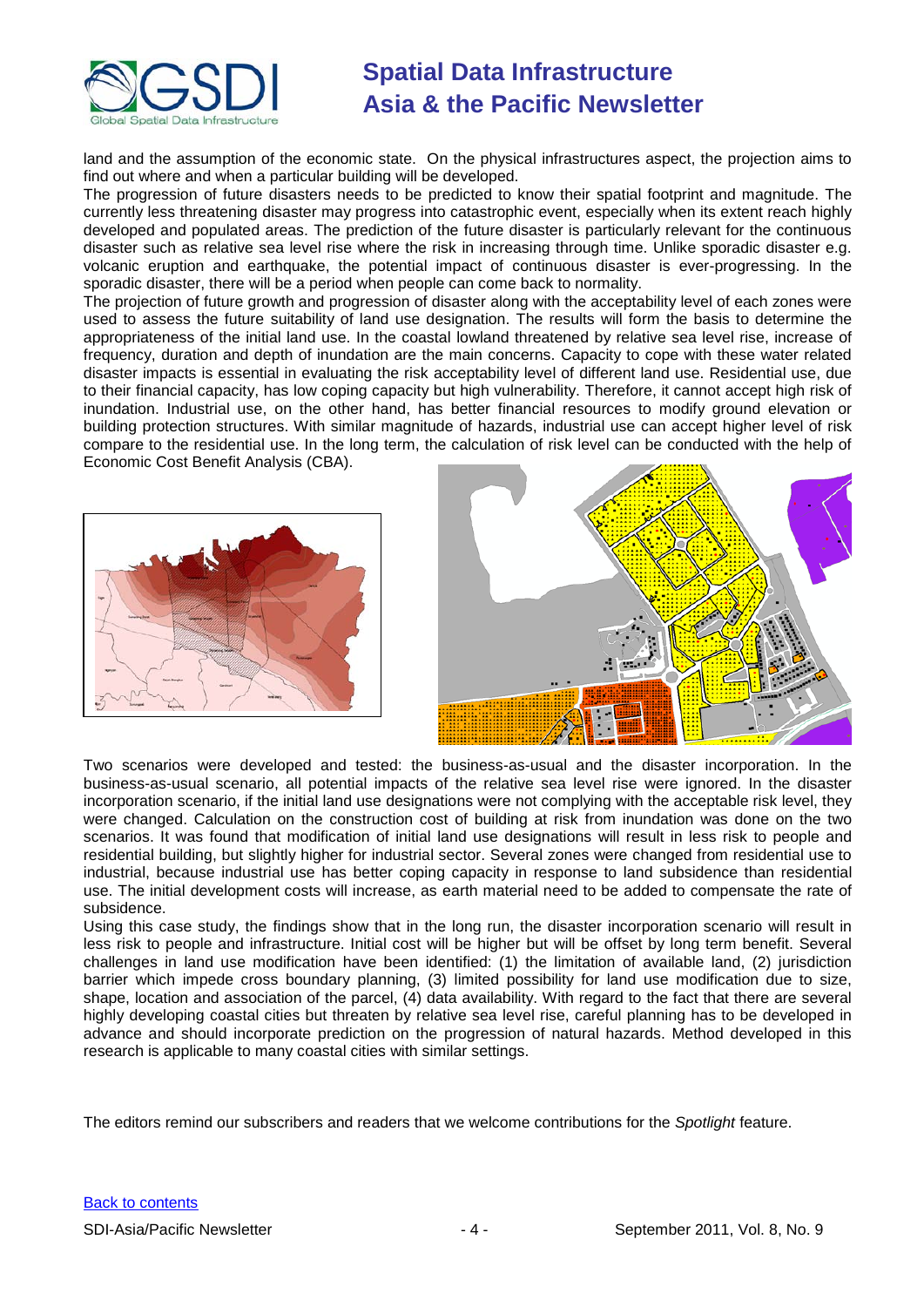land and the assumption of the economic state. On the physical infrastructures aspect, the projection aims to find out where and when a particular building will be developed.

The progression of future disasters needs to be predicted to know their spatial footprint and magnitude. The currently less threatening disaster may progress into catastrophic event, especially when its extent reach highly developed and populated areas. The prediction of the future disaster is particularly relevant for the continuous disaster such as relative sea level rise where the risk in increasing through time. Unlike sporadic disaster e.g. volcanic eruption and earthquake, the potential impact of continuous disaster is ever-progressing. In the sporadic disaster, there will be a period when people can come back to normality.

The projection of future growth and progression of disaster along with the acceptability level of each zones were used to assess the future suitability of land use designation. The results will form the basis to determine the appropriateness of the initial land use. In the coastal lowland threatened by relative sea level rise, increase of frequency, duration and depth of inundation are the main concerns. Capacity to cope with these water related disaster impacts is essential in evaluating the risk acceptability level of different land use. Residential use, due to their financial capacity, has low coping capacity but high vulnerability. Therefore, it cannot accept high risk of inundation. Industrial use, on the other hand, has better financial resources to modify ground elevation or building protection structures. With similar magnitude of hazards, industrial use can accept higher level of risk compare to the residential use. In the long term, the calculation of risk level can be conducted with the help of Economic Cost Benefit Analysis (CBA).

Two scenarios were developed and tested: the business-as-usual and the disaster incorporation. In the business-as-usual scenario, all potential impacts of the relative sea level rise were ignored. In the disaster incorporation scenario, if the initial land use designations were not complying with the acceptable risk level, they were changed. Calculation on the construction cost of building at risk from inundation was done on the two scenarios. It was found that modification of initial land use designations will result in less risk to people and residential building, but slightly higher for industrial sector. Several zones were changed from residential use to industrial, because industrial use has better coping capacity in response to land subsidence than residential use. The initial development costs will increase, as earth material need to be added to compensate the rate of subsidence.

Using this case study, the findings show that in the long run, the disaster incorporation scenario will result in less risk to people and infrastructure. Initial cost will be higher but will be offset by long term benefit. Several challenges in land use modification have been identified: (1) the limitation of available land, (2) jurisdiction barrier which impede cross boundary planning, (3) limited possibility for land use modification due to size, shape, location and association of the parcel, (4) data availability. With regard to the fact that there are several highly developing coastal cities but threaten by relative sea level rise, careful planning has to be developed in advance and should incorporate prediction on the progression of natural hazards. Method developed in this research is applicable to many coastal cities with similar settings.

The editors remind our subscribers and readers that we welcome contributions for the *Spotlight* feature.

Back to contents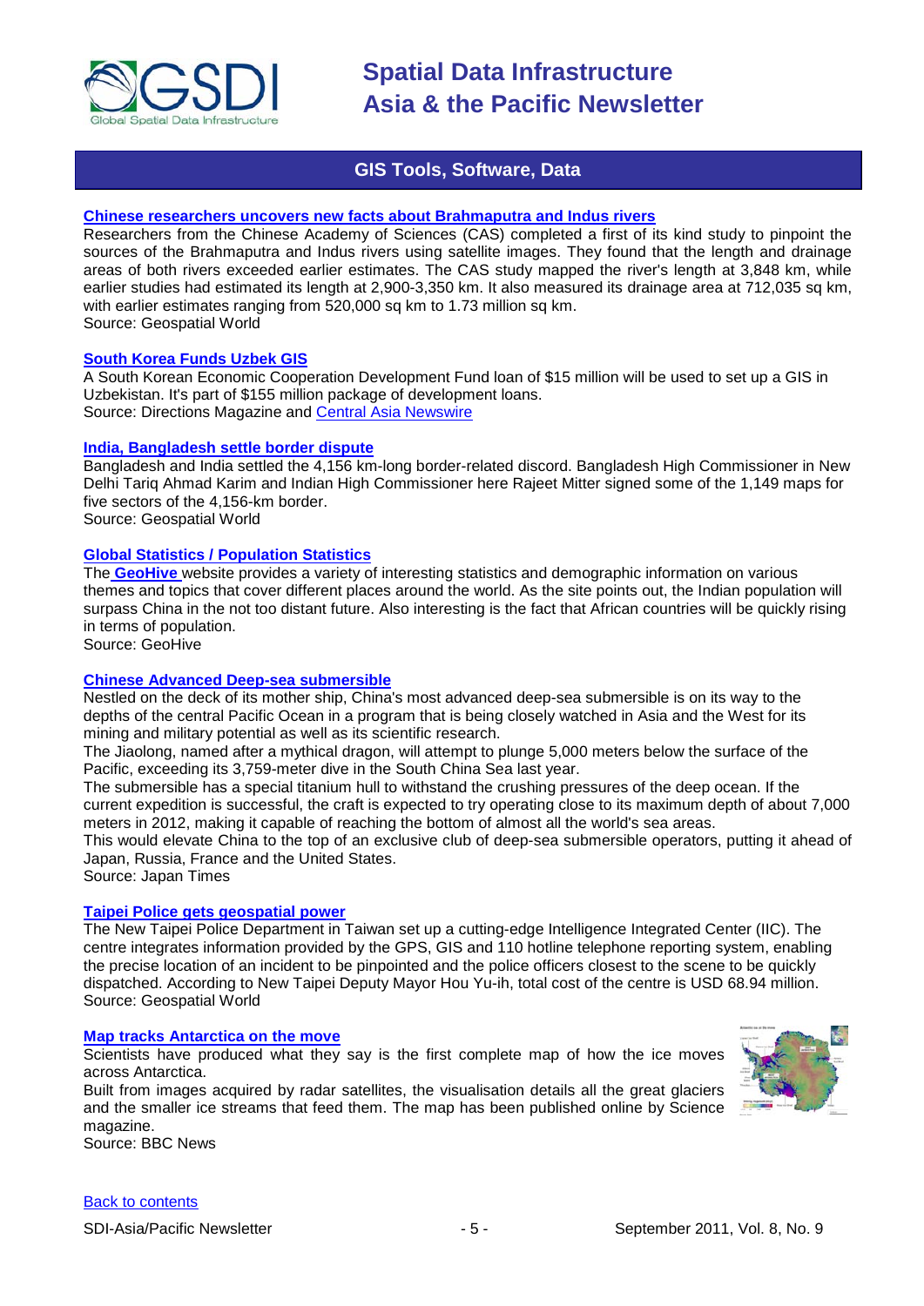## GIS Tools, Software, Data

### Chinese researchers uncovers new facts about Brahmaputra and Indus rivers

Researchers from the Chinese Academy of Sciences (CAS) completed a first of its kind study to pinpoint the sources of the Brahmaputra and Indus rivers using satellite images. They found that the length and drainage areas of both rivers exceeded earlier estimates. The CAS study mapped the river's length at 3,848 km, while earlier studies had estimated its length at 2,900-3,350 km. It also measured its drainage area at 712,035 sq km, with earlier estimates ranging from 520,000 sq km to 1.73 million sq km.
Source: Geospatial World

### South Korea Funds Uzbek GIS

A South Korean Economic Cooperation Development Fund loan of $15 million will be used to set up a GIS in Uzbekistan. It's part of $155 million package of development loans.
Source: Directions Magazine and Central Asia Newswire

### India, Bangladesh settle border dispute

Bangladesh and India settled the 4,156 km-long border-related discord. Bangladesh High Commissioner in New Delhi Tariq Ahmad Karim and Indian High Commissioner here Rajeet Mitter signed some of the 1,149 maps for five sectors of the 4,156-km border.
Source: Geospatial World

### Global Statistics / Population Statistics

The **GeoHive** website provides a variety of interesting statistics and demographic information on various themes and topics that cover different places around the world. As the site points out, the Indian population will surpass China in the not too distant future. Also interesting is the fact that African countries will be quickly rising in terms of population.
Source: GeoHive

### Chinese Advanced Deep-sea submersible

Nestled on the deck of its mother ship, China's most advanced deep-sea submersible is on its way to the depths of the central Pacific Ocean in a program that is being closely watched in Asia and the West for its mining and military potential as well as its scientific research.

The Jiaolong, named after a mythical dragon, will attempt to plunge 5,000 meters below the surface of the Pacific, exceeding its 3,759-meter dive in the South China Sea last year.

The submersible has a special titanium hull to withstand the crushing pressures of the deep ocean. If the current expedition is successful, the craft is expected to try operating close to its maximum depth of about 7,000 meters in 2012, making it capable of reaching the bottom of almost all the world's sea areas.

This would elevate China to the top of an exclusive club of deep-sea submersible operators, putting it ahead of Japan, Russia, France and the United States.
Source: Japan Times

### Taipei Police gets geospatial power

The New Taipei Police Department in Taiwan set up a cutting-edge Intelligence Integrated Center (IIC). The centre integrates information provided by the GPS, GIS and 110 hotline telephone reporting system, enabling the precise location of an incident to be pinpointed and the police officers closest to the scene to be quickly dispatched. According to New Taipei Deputy Mayor Hou Yu-ih, total cost of the centre is USD 68.94 million.
Source: Geospatial World

### Map tracks Antarctica on the move

Scientists have produced what they say is the first complete map of how the ice moves across Antarctica.

Built from images acquired by radar satellites, the visualisation details all the great glaciers and the smaller ice streams that feed them. The map has been published online by Science magazine.
Source: BBC News

Back to contents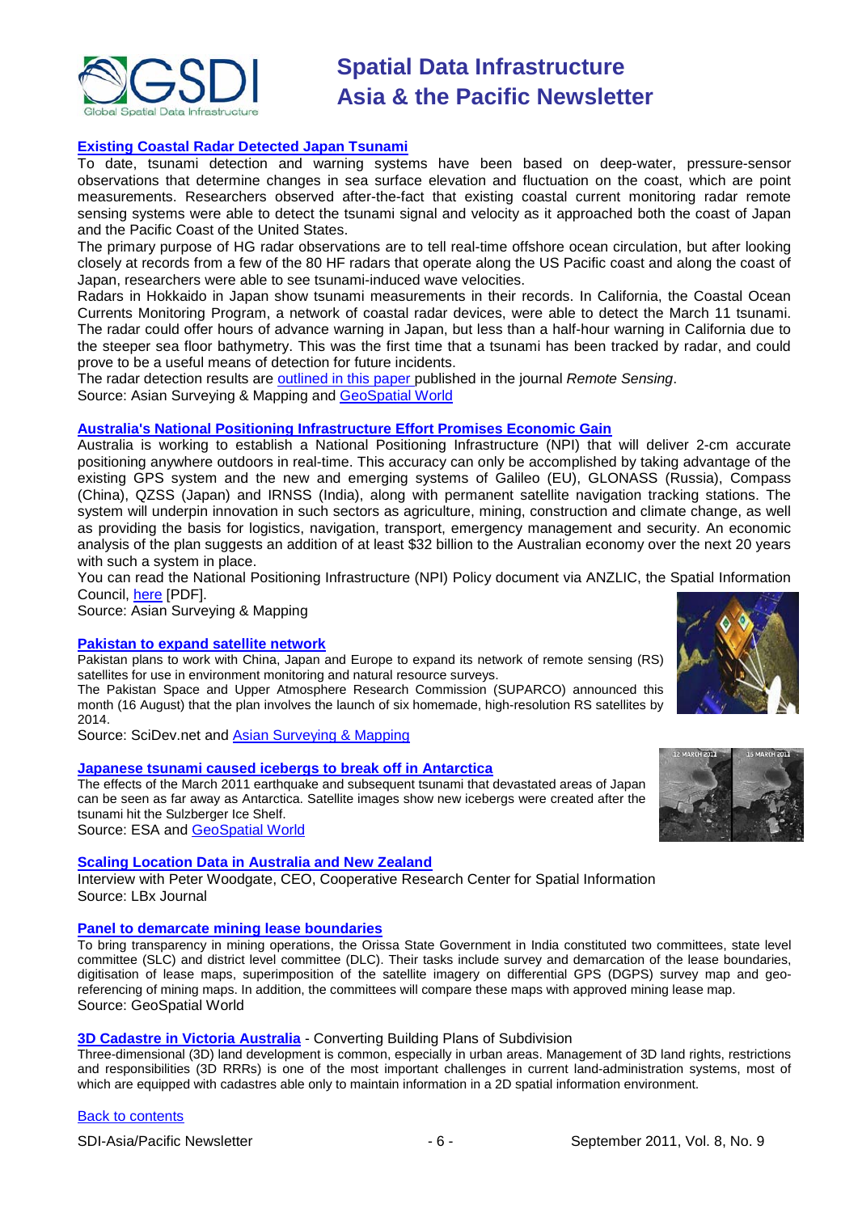### Existing Coastal Radar Detected Japan Tsunami

To date, tsunami detection and warning systems have been based on deep-water, pressure-sensor observations that determine changes in sea surface elevation and fluctuation on the coast, which are point measurements. Researchers observed after-the-fact that existing coastal current monitoring radar remote sensing systems were able to detect the tsunami signal and velocity as it approached both the coast of Japan and the Pacific Coast of the United States.

The primary purpose of HG radar observations are to tell real-time offshore ocean circulation, but after looking closely at records from a few of the 80 HF radars that operate along the US Pacific coast and along the coast of Japan, researchers were able to see tsunami-induced wave velocities.

Radars in Hokkaido in Japan show tsunami measurements in their records. In California, the Coastal Ocean Currents Monitoring Program, a network of coastal radar devices, were able to detect the March 11 tsunami. The radar could offer hours of advance warning in Japan, but less than a half-hour warning in California due to the steeper sea floor bathymetry. This was the first time that a tsunami has been tracked by radar, and could prove to be a useful means of detection for future incidents.

The radar detection results are outlined in this paper published in the journal *Remote Sensing*.

Source: Asian Surveying & Mapping and GeoSpatial World

### Australia's National Positioning Infrastructure Effort Promises Economic Gain

Australia is working to establish a National Positioning Infrastructure (NPI) that will deliver 2-cm accurate positioning anywhere outdoors in real-time. This accuracy can only be accomplished by taking advantage of the existing GPS system and the new and emerging systems of Galileo (EU), GLONASS (Russia), Compass (China), QZSS (Japan) and IRNSS (India), along with permanent satellite navigation tracking stations. The system will underpin innovation in such sectors as agriculture, mining, construction and climate change, as well as providing the basis for logistics, navigation, transport, emergency management and security. An economic analysis of the plan suggests an addition of at least $32 billion to the Australian economy over the next 20 years with such a system in place.

You can read the National Positioning Infrastructure (NPI) Policy document via ANZLIC, the Spatial Information Council, here [PDF].

Source: Asian Surveying & Mapping

### Pakistan to expand satellite network

Pakistan plans to work with China, Japan and Europe to expand its network of remote sensing (RS) satellites for use in environment monitoring and natural resource surveys.

The Pakistan Space and Upper Atmosphere Research Commission (SUPARCO) announced this month (16 August) that the plan involves the launch of six homemade, high-resolution RS satellites by 2014.

Source: SciDev.net and Asian Surveying & Mapping

### Japanese tsunami caused icebergs to break off in Antarctica

The effects of the March 2011 earthquake and subsequent tsunami that devastated areas of Japan can be seen as far away as Antarctica. Satellite images show new icebergs were created after the tsunami hit the Sulzberger Ice Shelf.

Source: ESA and GeoSpatial World

### Scaling Location Data in Australia and New Zealand

Interview with Peter Woodgate, CEO, Cooperative Research Center for Spatial Information

Source: LBx Journal

### Panel to demarcate mining lease boundaries

To bring transparency in mining operations, the Orissa State Government in India constituted two committees, state level committee (SLC) and district level committee (DLC). Their tasks include survey and demarcation of the lease boundaries, digitisation of lease maps, superimposition of the satellite imagery on differential GPS (DGPS) survey map and geo-referencing of mining maps. In addition, the committees will compare these maps with approved mining lease map.

Source: GeoSpatial World

### 3D Cadastre in Victoria Australia - Converting Building Plans of Subdivision

Three-dimensional (3D) land development is common, especially in urban areas. Management of 3D land rights, restrictions and responsibilities (3D RRRs) is one of the most important challenges in current land-administration systems, most of which are equipped with cadastres able only to maintain information in a 2D spatial information environment.

Back to contents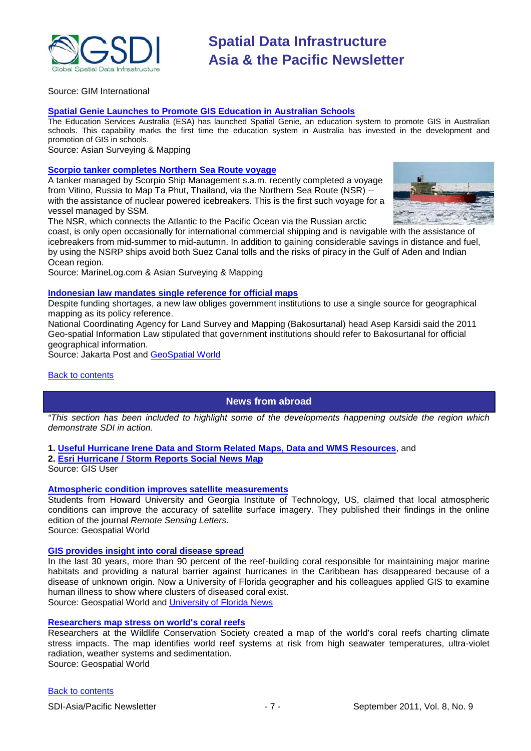Source: GIM International

**Spatial Genie Launches to Promote GIS Education in Australian Schools**

The Education Services Australia (ESA) has launched Spatial Genie, an education system to promote GIS in Australian schools. This capability marks the first time the education system in Australia has invested in the development and promotion of GIS in schools.

Source: Asian Surveying & Mapping

**Scorpio tanker completes Northern Sea Route voyage**

A tanker managed by Scorpio Ship Management s.a.m. recently completed a voyage from Vitino, Russia to Map Ta Phut, Thailand, via the Northern Sea Route (NSR) -- with the assistance of nuclear powered icebreakers. This is the first such voyage for a vessel managed by SSM.

The NSR, which connects the Atlantic to the Pacific Ocean via the Russian arctic coast, is only open occasionally for international commercial shipping and is navigable with the assistance of icebreakers from mid-summer to mid-autumn. In addition to gaining considerable savings in distance and fuel, by using the NSRP ships avoid both Suez Canal tolls and the risks of piracy in the Gulf of Aden and Indian Ocean region.

Source: MarineLog.com & Asian Surveying & Mapping

**Indonesian law mandates single reference for official maps**

Despite funding shortages, a new law obliges government institutions to use a single source for geographical mapping as its policy reference.

National Coordinating Agency for Land Survey and Mapping (Bakosurtanal) head Asep Karsidi said the 2011 Geo-spatial Information Law stipulated that government institutions should refer to Bakosurtanal for official geographical information.

Source: Jakarta Post and GeoSpatial World

Back to contents

## News from abroad

*"This section has been included to highlight some of the developments happening outside the region which demonstrate SDI in action.*

1. **Useful Hurricane Irene Data and Storm Related Maps, Data and WMS Resources**, and
2. **Esri Hurricane / Storm Reports Social News Map**

Source: GIS User

**Atmospheric condition improves satellite measurements**

Students from Howard University and Georgia Institute of Technology, US, claimed that local atmospheric conditions can improve the accuracy of satellite surface imagery. They published their findings in the online edition of the journal *Remote Sensing Letters*.

Source: Geospatial World

**GIS provides insight into coral disease spread**

In the last 30 years, more than 90 percent of the reef-building coral responsible for maintaining major marine habitats and providing a natural barrier against hurricanes in the Caribbean has disappeared because of a disease of unknown origin. Now a University of Florida geographer and his colleagues applied GIS to examine human illness to show where clusters of diseased coral exist.

Source: Geospatial World and University of Florida News

**Researchers map stress on world's coral reefs**

Researchers at the Wildlife Conservation Society created a map of the world's coral reefs charting climate stress impacts. The map identifies world reef systems at risk from high seawater temperatures, ultra-violet radiation, weather systems and sedimentation.

Source: Geospatial World

Back to contents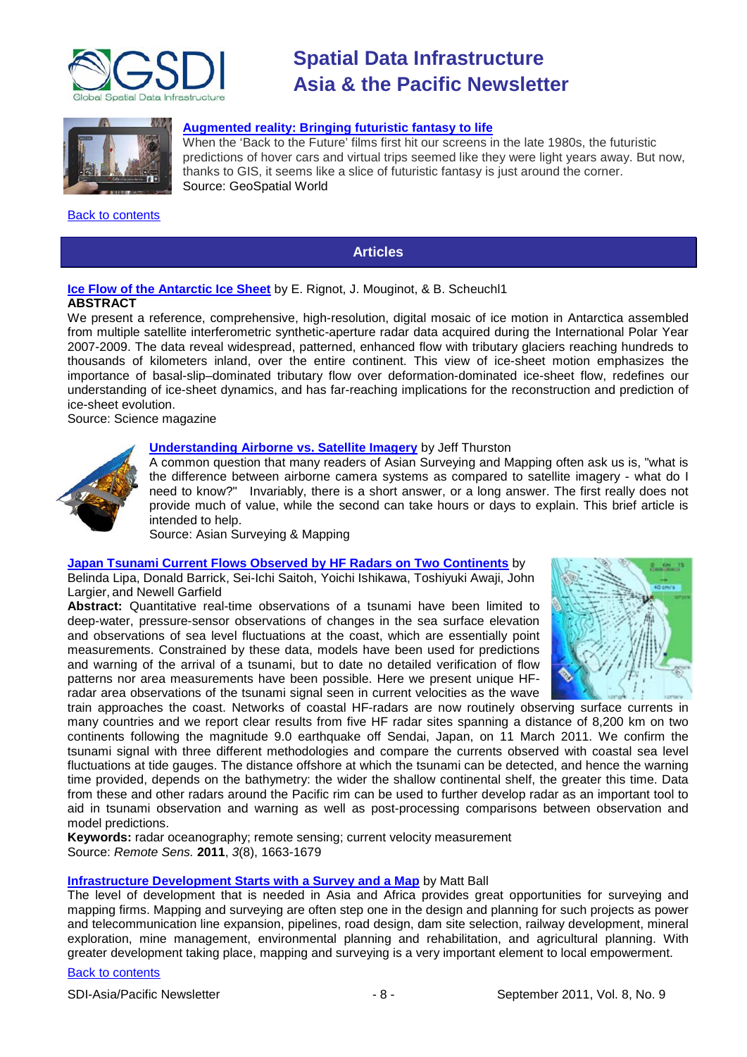**Augmented reality: Bringing futuristic fantasy to life**
When the 'Back to the Future' films first hit our screens in the late 1980s, the futuristic predictions of hover cars and virtual trips seemed like they were light years away. But now, thanks to GIS, it seems like a slice of futuristic fantasy is just around the corner.
Source: GeoSpatial World

Back to contents

## Articles

**Ice Flow of the Antarctic Ice Sheet** by E. Rignot, J. Mouginot, & B. Scheuchl1
**ABSTRACT**
We present a reference, comprehensive, high-resolution, digital mosaic of ice motion in Antarctica assembled from multiple satellite interferometric synthetic-aperture radar data acquired during the International Polar Year 2007-2009. The data reveal widespread, patterned, enhanced flow with tributary glaciers reaching hundreds to thousands of kilometers inland, over the entire continent. This view of ice-sheet motion emphasizes the importance of basal-slip–dominated tributary flow over deformation-dominated ice-sheet flow, redefines our understanding of ice-sheet dynamics, and has far-reaching implications for the reconstruction and prediction of ice-sheet evolution.
Source: Science magazine

**Understanding Airborne vs. Satellite Imagery** by Jeff Thurston
A common question that many readers of Asian Surveying and Mapping often ask us is, "what is the difference between airborne camera systems as compared to satellite imagery - what do I need to know?" Invariably, there is a short answer, or a long answer. The first really does not provide much of value, while the second can take hours or days to explain. This brief article is intended to help.
Source: Asian Surveying & Mapping

**Japan Tsunami Current Flows Observed by HF Radars on Two Continents** by Belinda Lipa, Donald Barrick, Sei-Ichi Saitoh, Yoichi Ishikawa, Toshiyuki Awaji, John Largier, and Newell Garfield
**Abstract:** Quantitative real-time observations of a tsunami have been limited to deep-water, pressure-sensor observations of changes in the sea surface elevation and observations of sea level fluctuations at the coast, which are essentially point measurements. Constrained by these data, models have been used for predictions and warning of the arrival of a tsunami, but to date no detailed verification of flow patterns nor area measurements have been possible. Here we present unique HF-radar area observations of the tsunami signal seen in current velocities as the wave train approaches the coast. Networks of coastal HF-radars are now routinely observing surface currents in many countries and we report clear results from five HF radar sites spanning a distance of 8,200 km on two continents following the magnitude 9.0 earthquake off Sendai, Japan, on 11 March 2011. We confirm the tsunami signal with three different methodologies and compare the currents observed with coastal sea level fluctuations at tide gauges. The distance offshore at which the tsunami can be detected, and hence the warning time provided, depends on the bathymetry: the wider the shallow continental shelf, the greater this time. Data from these and other radars around the Pacific rim can be used to further develop radar as an important tool to aid in tsunami observation and warning as well as post-processing comparisons between observation and model predictions.
**Keywords:** radar oceanography; remote sensing; current velocity measurement
Source: *Remote Sens.* **2011**, *3*(8), 1663-1679

**Infrastructure Development Starts with a Survey and a Map** by Matt Ball
The level of development that is needed in Asia and Africa provides great opportunities for surveying and mapping firms. Mapping and surveying are often step one in the design and planning for such projects as power and telecommunication line expansion, pipelines, road design, dam site selection, railway development, mineral exploration, mine management, environmental planning and rehabilitation, and agricultural planning. With greater development taking place, mapping and surveying is a very important element to local empowerment.

Back to contents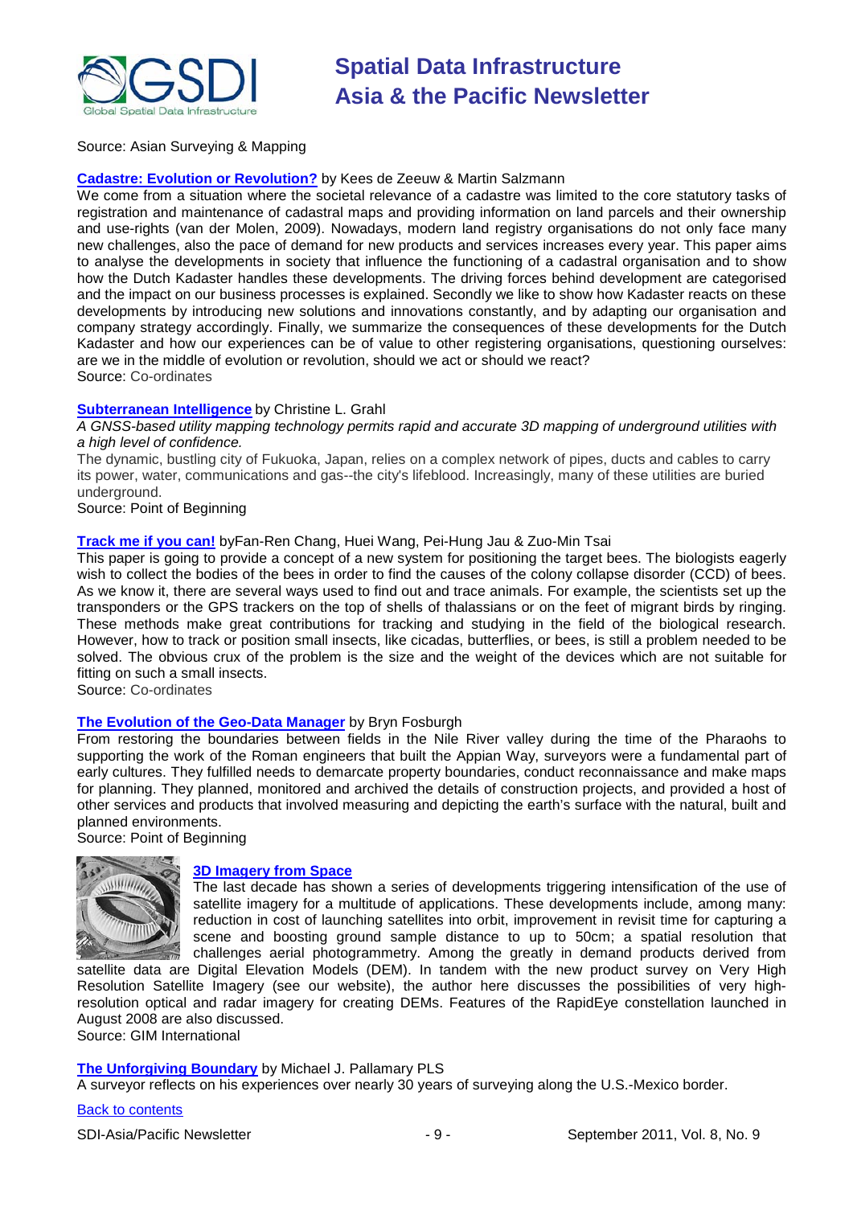Source: Asian Surveying & Mapping

**[Cadastre: Evolution or Revolution?]** by Kees de Zeeuw & Martin Salzmann

We come from a situation where the societal relevance of a cadastre was limited to the core statutory tasks of registration and maintenance of cadastral maps and providing information on land parcels and their ownership and use-rights (van der Molen, 2009). Nowadays, modern land registry organisations do not only face many new challenges, also the pace of demand for new products and services increases every year. This paper aims to analyse the developments in society that influence the functioning of a cadastral organisation and to show how the Dutch Kadaster handles these developments. The driving forces behind development are categorised and the impact on our business processes is explained. Secondly we like to show how Kadaster reacts on these developments by introducing new solutions and innovations constantly, and by adapting our organisation and company strategy accordingly. Finally, we summarize the consequences of these developments for the Dutch Kadaster and how our experiences can be of value to other registering organisations, questioning ourselves: are we in the middle of evolution or revolution, should we act or should we react?

Source: Co-ordinates

**[Subterranean Intelligence]** by Christine L. Grahl

*A GNSS-based utility mapping technology permits rapid and accurate 3D mapping of underground utilities with a high level of confidence.*

The dynamic, bustling city of Fukuoka, Japan, relies on a complex network of pipes, ducts and cables to carry its power, water, communications and gas--the city's lifeblood. Increasingly, many of these utilities are buried underground.

Source: Point of Beginning

**[Track me if you can!]** byFan-Ren Chang, Huei Wang, Pei-Hung Jau & Zuo-Min Tsai

This paper is going to provide a concept of a new system for positioning the target bees. The biologists eagerly wish to collect the bodies of the bees in order to find the causes of the colony collapse disorder (CCD) of bees. As we know it, there are several ways used to find out and trace animals. For example, the scientists set up the transponders or the GPS trackers on the top of shells of thalassians or on the feet of migrant birds by ringing. These methods make great contributions for tracking and studying in the field of the biological research. However, how to track or position small insects, like cicadas, butterflies, or bees, is still a problem needed to be solved. The obvious crux of the problem is the size and the weight of the devices which are not suitable for fitting on such a small insects.

Source: Co-ordinates

**[The Evolution of the Geo-Data Manager]** by Bryn Fosburgh

From restoring the boundaries between fields in the Nile River valley during the time of the Pharaohs to supporting the work of the Roman engineers that built the Appian Way, surveyors were a fundamental part of early cultures. They fulfilled needs to demarcate property boundaries, conduct reconnaissance and make maps for planning. They planned, monitored and archived the details of construction projects, and provided a host of other services and products that involved measuring and depicting the earth's surface with the natural, built and planned environments.

Source: Point of Beginning

**[3D Imagery from Space]**

The last decade has shown a series of developments triggering intensification of the use of satellite imagery for a multitude of applications. These developments include, among many: reduction in cost of launching satellites into orbit, improvement in revisit time for capturing a scene and boosting ground sample distance to up to 50cm; a spatial resolution that challenges aerial photogrammetry. Among the greatly in demand products derived from satellite data are Digital Elevation Models (DEM). In tandem with the new product survey on Very High Resolution Satellite Imagery (see our website), the author here discusses the possibilities of very high-resolution optical and radar imagery for creating DEMs. Features of the RapidEye constellation launched in August 2008 are also discussed.

Source: GIM International

**[The Unforgiving Boundary]** by Michael J. Pallamary PLS

A surveyor reflects on his experiences over nearly 30 years of surveying along the U.S.-Mexico border.

Back to contents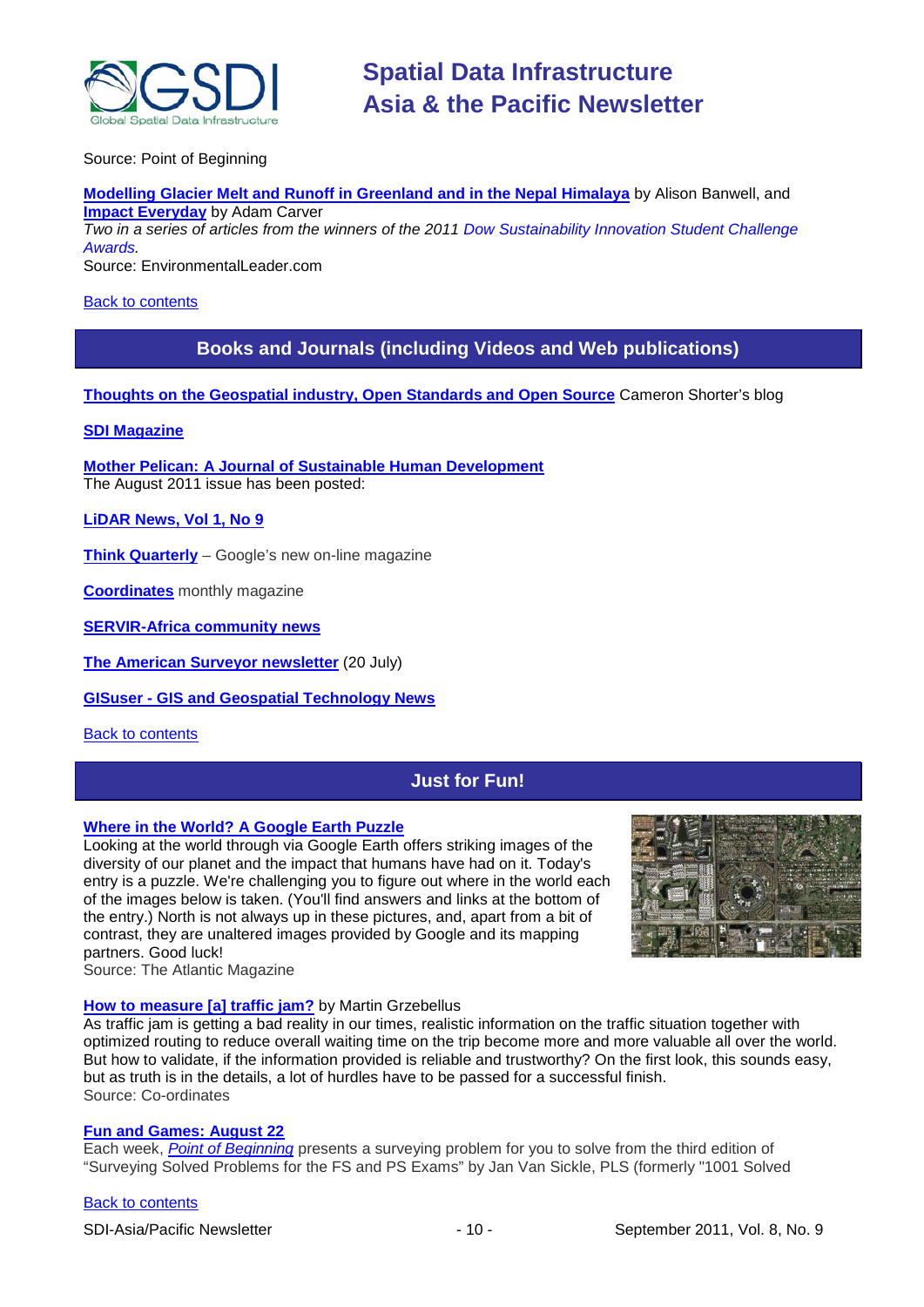Source: Point of Beginning

**Modelling Glacier Melt and Runoff in Greenland and in the Nepal Himalaya** by Alison Banwell, and **Impact Everyday** by Adam Carver
*Two in a series of articles from the winners of the 2011 Dow Sustainability Innovation Student Challenge Awards.*
Source: EnvironmentalLeader.com

Back to contents

## Books and Journals (including Videos and Web publications)

**Thoughts on the Geospatial industry, Open Standards and Open Source** Cameron Shorter's blog

**SDI Magazine**

**Mother Pelican: A Journal of Sustainable Human Development**
The August 2011 issue has been posted:

**LiDAR News, Vol 1, No 9**

**Think Quarterly** – Google's new on-line magazine

**Coordinates** monthly magazine

**SERVIR-Africa community news**

**The American Surveyor newsletter** (20 July)

**GISuser - GIS and Geospatial Technology News**

Back to contents

## Just for Fun!

**Where in the World? A Google Earth Puzzle**
Looking at the world through via Google Earth offers striking images of the diversity of our planet and the impact that humans have had on it. Today's entry is a puzzle. We're challenging you to figure out where in the world each of the images below is taken. (You'll find answers and links at the bottom of the entry.) North is not always up in these pictures, and, apart from a bit of contrast, they are unaltered images provided by Google and its mapping partners. Good luck!
Source: The Atlantic Magazine

**How to measure [a] traffic jam?** by Martin Grzebellus
As traffic jam is getting a bad reality in our times, realistic information on the traffic situation together with optimized routing to reduce overall waiting time on the trip become more and more valuable all over the world. But how to validate, if the information provided is reliable and trustworthy? On the first look, this sounds easy, but as truth is in the details, a lot of hurdles have to be passed for a successful finish.
Source: Co-ordinates

**Fun and Games: August 22**
Each week, *Point of Beginning* presents a surveying problem for you to solve from the third edition of "Surveying Solved Problems for the FS and PS Exams" by Jan Van Sickle, PLS (formerly "1001 Solved

Back to contents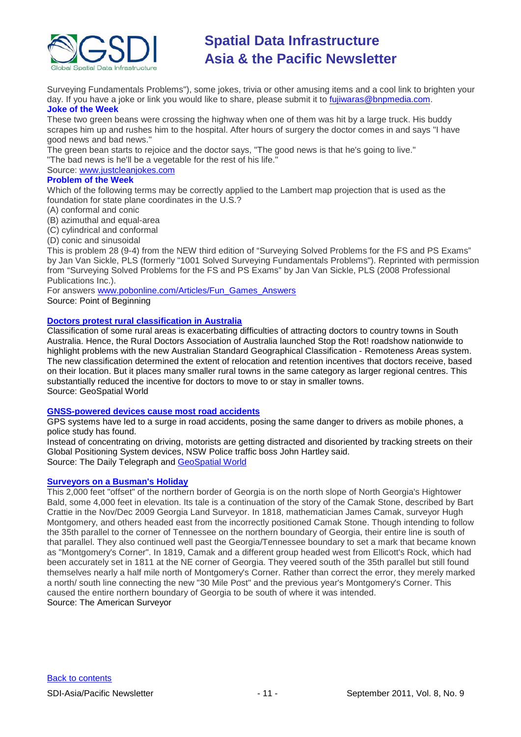Surveying Fundamentals Problems"), some jokes, trivia or other amusing items and a cool link to brighten your day. If you have a joke or link you would like to share, please submit it to [fujiwaras@bnpmedia.com](mailto:fujiwaras@bnpmedia.com).

### Joke of the Week

These two green beans were crossing the highway when one of them was hit by a large truck. His buddy scrapes him up and rushes him to the hospital. After hours of surgery the doctor comes in and says "I have good news and bad news."

The green bean starts to rejoice and the doctor says, "The good news is that he's going to live."
"The bad news is he'll be a vegetable for the rest of his life."

Source: [www.justcleanjokes.com](http://www.justcleanjokes.com)

### Problem of the Week

Which of the following terms may be correctly applied to the Lambert map projection that is used as the foundation for state plane coordinates in the U.S.?

(A) conformal and conic
(B) azimuthal and equal-area
(C) cylindrical and conformal
(D) conic and sinusoidal

This is problem 28 (9-4) from the NEW third edition of "Surveying Solved Problems for the FS and PS Exams" by Jan Van Sickle, PLS (formerly "1001 Solved Surveying Fundamentals Problems"). Reprinted with permission from "Surveying Solved Problems for the FS and PS Exams" by Jan Van Sickle, PLS (2008 Professional Publications Inc.).

For answers [www.pobonline.com/Articles/Fun_Games_Answers](http://www.pobonline.com/Articles/Fun_Games_Answers)

Source: Point of Beginning

### [Doctors protest rural classification in Australia]()

Classification of some rural areas is exacerbating difficulties of attracting doctors to country towns in South Australia. Hence, the Rural Doctors Association of Australia launched Stop the Rot! roadshow nationwide to highlight problems with the new Australian Standard Geographical Classification - Remoteness Areas system. The new classification determined the extent of relocation and retention incentives that doctors receive, based on their location. But it places many smaller rural towns in the same category as larger regional centres. This substantially reduced the incentive for doctors to move to or stay in smaller towns.

Source: GeoSpatial World

### [GNSS-powered devices cause most road accidents]()

GPS systems have led to a surge in road accidents, posing the same danger to drivers as mobile phones, a police study has found.

Instead of concentrating on driving, motorists are getting distracted and disoriented by tracking streets on their Global Positioning System devices, NSW Police traffic boss John Hartley said.

Source: The Daily Telegraph and [GeoSpatial World]()

### [Surveyors on a Busman's Holiday]()

This 2,000 feet "offset" of the northern border of Georgia is on the north slope of North Georgia's Hightower Bald, some 4,000 feet in elevation. Its tale is a continuation of the story of the Camak Stone, described by Bart Crattie in the Nov/Dec 2009 Georgia Land Surveyor. In 1818, mathematician James Camak, surveyor Hugh Montgomery, and others headed east from the incorrectly positioned Camak Stone. Though intending to follow the 35th parallel to the corner of Tennessee on the northern boundary of Georgia, their entire line is south of that parallel. They also continued well past the Georgia/Tennessee boundary to set a mark that became known as "Montgomery's Corner". In 1819, Camak and a different group headed west from Ellicott's Rock, which had been accurately set in 1811 at the NE corner of Georgia. They veered south of the 35th parallel but still found themselves nearly a half mile north of Montgomery's Corner. Rather than correct the error, they merely marked a north/ south line connecting the new "30 Mile Post" and the previous year's Montgomery's Corner. This caused the entire northern boundary of Georgia to be south of where it was intended.

Source: The American Surveyor

[Back to contents]()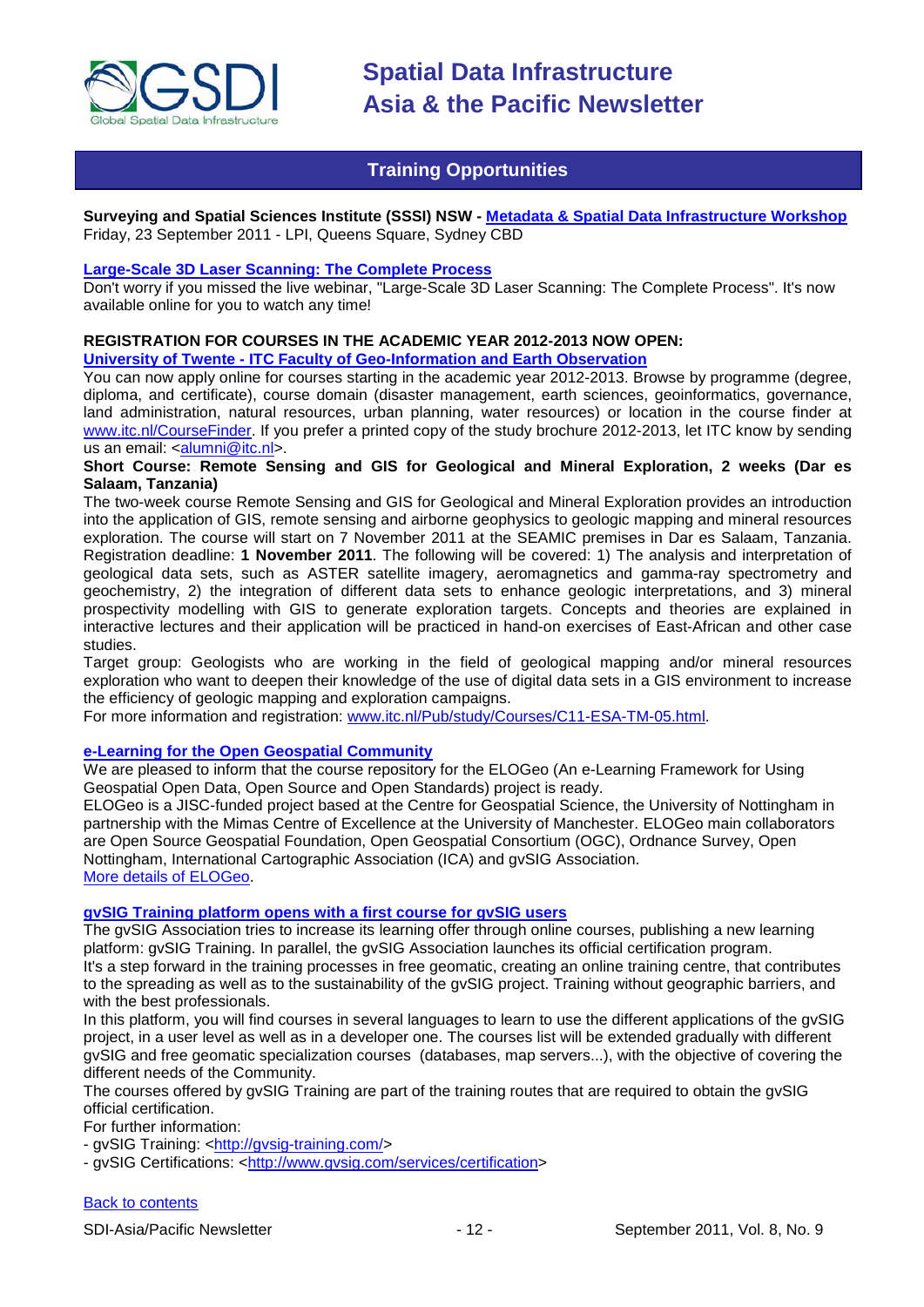## Training Opportunities

**Surveying and Spatial Sciences Institute (SSSI) NSW - Metadata & Spatial Data Infrastructure Workshop**
Friday, 23 September 2011 - LPI, Queens Square, Sydney CBD

**Large-Scale 3D Laser Scanning: The Complete Process**
Don't worry if you missed the live webinar, "Large-Scale 3D Laser Scanning: The Complete Process". It's now available online for you to watch any time!

**REGISTRATION FOR COURSES IN THE ACADEMIC YEAR 2012-2013 NOW OPEN:**
**University of Twente - ITC Faculty of Geo-Information and Earth Observation**
You can now apply online for courses starting in the academic year 2012-2013. Browse by programme (degree, diploma, and certificate), course domain (disaster management, earth sciences, geoinformatics, governance, land administration, natural resources, urban planning, water resources) or location in the course finder at www.itc.nl/CourseFinder. If you prefer a printed copy of the study brochure 2012-2013, let ITC know by sending us an email: <alumni@itc.nl>.

**Short Course: Remote Sensing and GIS for Geological and Mineral Exploration, 2 weeks (Dar es Salaam, Tanzania)**
The two-week course Remote Sensing and GIS for Geological and Mineral Exploration provides an introduction into the application of GIS, remote sensing and airborne geophysics to geologic mapping and mineral resources exploration. The course will start on 7 November 2011 at the SEAMIC premises in Dar es Salaam, Tanzania. Registration deadline: **1 November 2011**. The following will be covered: 1) The analysis and interpretation of geological data sets, such as ASTER satellite imagery, aeromagnetics and gamma-ray spectrometry and geochemistry, 2) the integration of different data sets to enhance geologic interpretations, and 3) mineral prospectivity modelling with GIS to generate exploration targets. Concepts and theories are explained in interactive lectures and their application will be practiced in hand-on exercises of East-African and other case studies.
Target group: Geologists who are working in the field of geological mapping and/or mineral resources exploration who want to deepen their knowledge of the use of digital data sets in a GIS environment to increase the efficiency of geologic mapping and exploration campaigns.
For more information and registration: www.itc.nl/Pub/study/Courses/C11-ESA-TM-05.html.

**e-Learning for the Open Geospatial Community**
We are pleased to inform that the course repository for the ELOGeo (An e-Learning Framework for Using Geospatial Open Data, Open Source and Open Standards) project is ready.
ELOGeo is a JISC-funded project based at the Centre for Geospatial Science, the University of Nottingham in partnership with the Mimas Centre of Excellence at the University of Manchester. ELOGeo main collaborators are Open Source Geospatial Foundation, Open Geospatial Consortium (OGC), Ordnance Survey, Open Nottingham, International Cartographic Association (ICA) and gvSIG Association.
More details of ELOGeo.

**gvSIG Training platform opens with a first course for gvSIG users**
The gvSIG Association tries to increase its learning offer through online courses, publishing a new learning platform: gvSIG Training. In parallel, the gvSIG Association launches its official certification program.
It's a step forward in the training processes in free geomatic, creating an online training centre, that contributes to the spreading as well as to the sustainability of the gvSIG project. Training without geographic barriers, and with the best professionals.
In this platform, you will find courses in several languages to learn to use the different applications of the gvSIG project, in a user level as well as in a developer one. The courses list will be extended gradually with different gvSIG and free geomatic specialization courses (databases, map servers...), with the objective of covering the different needs of the Community.
The courses offered by gvSIG Training are part of the training routes that are required to obtain the gvSIG official certification.
For further information:
- gvSIG Training: <http://gvsig-training.com/>
- gvSIG Certifications: <http://www.gvsig.com/services/certification>

Back to contents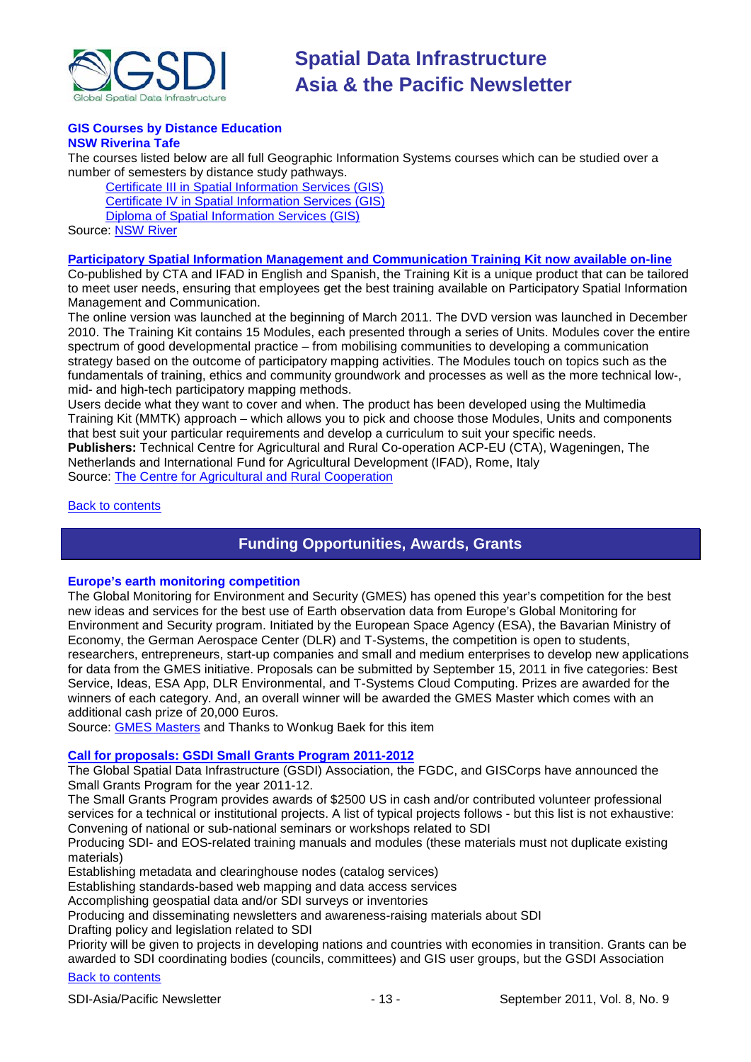### GIS Courses by Distance Education
**NSW Riverina Tafe**

The courses listed below are all full Geographic Information Systems courses which can be studied over a number of semesters by distance study pathways.

- Certificate III in Spatial Information Services (GIS)
- Certificate IV in Spatial Information Services (GIS)
- Diploma of Spatial Information Services (GIS)

Source: NSW River

### Participatory Spatial Information Management and Communication Training Kit now available on-line

Co-published by CTA and IFAD in English and Spanish, the Training Kit is a unique product that can be tailored to meet user needs, ensuring that employees get the best training available on Participatory Spatial Information Management and Communication.

The online version was launched at the beginning of March 2011. The DVD version was launched in December 2010. The Training Kit contains 15 Modules, each presented through a series of Units. Modules cover the entire spectrum of good developmental practice – from mobilising communities to developing a communication strategy based on the outcome of participatory mapping activities. The Modules touch on topics such as the fundamentals of training, ethics and community groundwork and processes as well as the more technical low-, mid- and high-tech participatory mapping methods.

Users decide what they want to cover and when. The product has been developed using the Multimedia Training Kit (MMTK) approach – which allows you to pick and choose those Modules, Units and components that best suit your particular requirements and develop a curriculum to suit your specific needs.

**Publishers:** Technical Centre for Agricultural and Rural Co-operation ACP-EU (CTA), Wageningen, The Netherlands and International Fund for Agricultural Development (IFAD), Rome, Italy

Source: The Centre for Agricultural and Rural Cooperation

Back to contents

## Funding Opportunities, Awards, Grants

### Europe's earth monitoring competition

The Global Monitoring for Environment and Security (GMES) has opened this year's competition for the best new ideas and services for the best use of Earth observation data from Europe's Global Monitoring for Environment and Security program. Initiated by the European Space Agency (ESA), the Bavarian Ministry of Economy, the German Aerospace Center (DLR) and T-Systems, the competition is open to students, researchers, entrepreneurs, start-up companies and small and medium enterprises to develop new applications for data from the GMES initiative. Proposals can be submitted by September 15, 2011 in five categories: Best Service, Ideas, ESA App, DLR Environmental, and T-Systems Cloud Computing. Prizes are awarded for the winners of each category. And, an overall winner will be awarded the GMES Master which comes with an additional cash prize of 20,000 Euros.

Source: GMES Masters and Thanks to Wonkug Baek for this item

### Call for proposals: GSDI Small Grants Program 2011-2012

The Global Spatial Data Infrastructure (GSDI) Association, the FGDC, and GISCorps have announced the Small Grants Program for the year 2011-12.

The Small Grants Program provides awards of $2500 US in cash and/or contributed volunteer professional services for a technical or institutional projects. A list of typical projects follows - but this list is not exhaustive:

Convening of national or sub-national seminars or workshops related to SDI

Producing SDI- and EOS-related training manuals and modules (these materials must not duplicate existing materials)

Establishing metadata and clearinghouse nodes (catalog services)

Establishing standards-based web mapping and data access services

Accomplishing geospatial data and/or SDI surveys or inventories

Producing and disseminating newsletters and awareness-raising materials about SDI

Drafting policy and legislation related to SDI

Priority will be given to projects in developing nations and countries with economies in transition. Grants can be awarded to SDI coordinating bodies (councils, committees) and GIS user groups, but the GSDI Association

Back to contents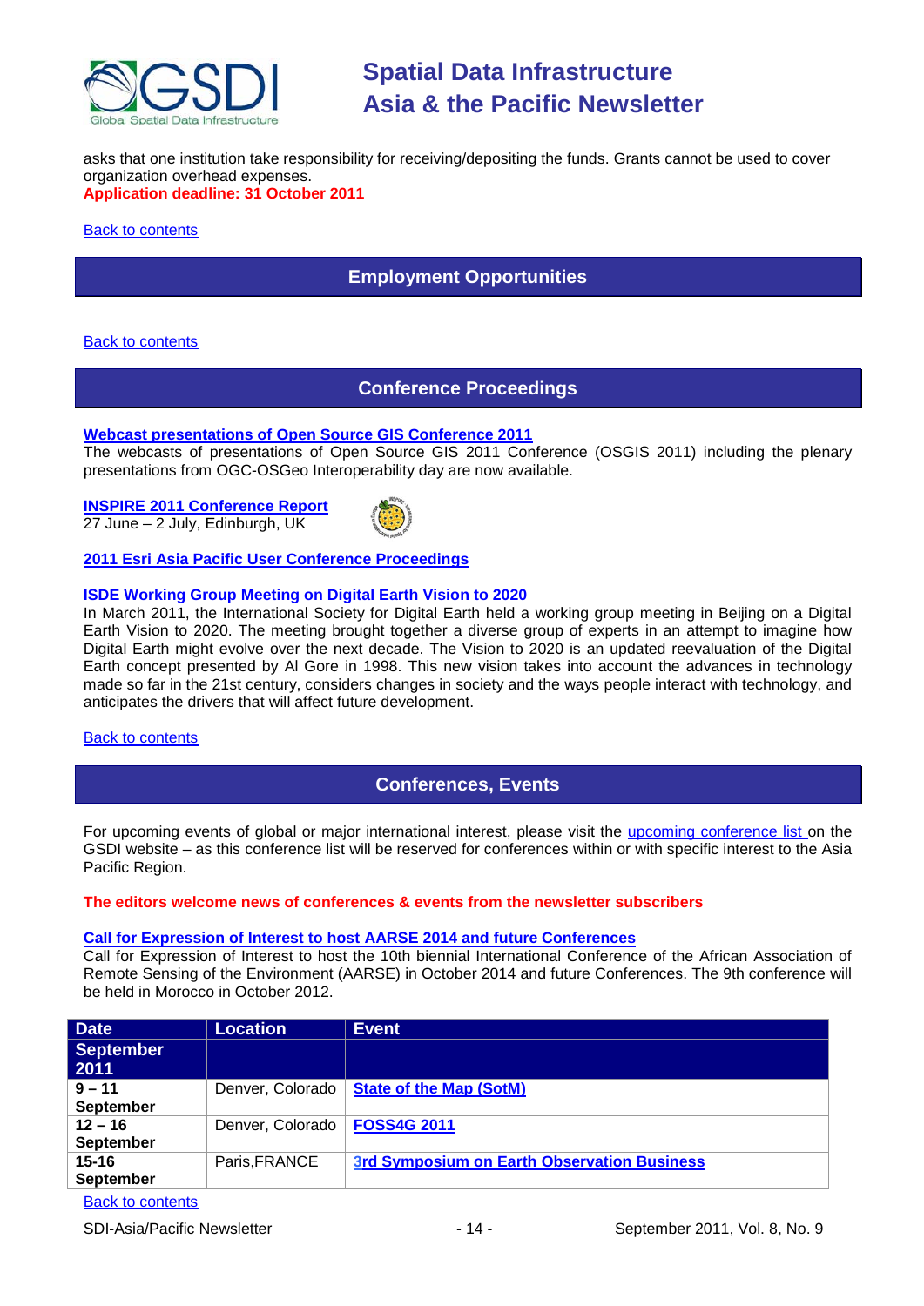asks that one institution take responsibility for receiving/depositing the funds. Grants cannot be used to cover organization overhead expenses.

**Application deadline: 31 October 2011**

Back to contents

## Employment Opportunities

Back to contents

## Conference Proceedings

**Webcast presentations of Open Source GIS Conference 2011**

The webcasts of presentations of Open Source GIS 2011 Conference (OSGIS 2011) including the plenary presentations from OGC-OSGeo Interoperability day are now available.

**INSPIRE 2011 Conference Report**

27 June – 2 July, Edinburgh, UK

**2011 Esri Asia Pacific User Conference Proceedings**

**ISDE Working Group Meeting on Digital Earth Vision to 2020**

In March 2011, the International Society for Digital Earth held a working group meeting in Beijing on a Digital Earth Vision to 2020. The meeting brought together a diverse group of experts in an attempt to imagine how Digital Earth might evolve over the next decade. The Vision to 2020 is an updated reevaluation of the Digital Earth concept presented by Al Gore in 1998. This new vision takes into account the advances in technology made so far in the 21st century, considers changes in society and the ways people interact with technology, and anticipates the drivers that will affect future development.

Back to contents

## Conferences, Events

For upcoming events of global or major international interest, please visit the upcoming conference list on the GSDI website – as this conference list will be reserved for conferences within or with specific interest to the Asia Pacific Region.

**The editors welcome news of conferences & events from the newsletter subscribers**

**Call for Expression of Interest to host AARSE 2014 and future Conferences**

Call for Expression of Interest to host the 10th biennial International Conference of the African Association of Remote Sensing of the Environment (AARSE) in October 2014 and future Conferences. The 9th conference will be held in Morocco in October 2012.

| Date | Location | Event |
|---|---|---|
| **September 2011** | | |
| **9 – 11 September** | Denver, Colorado | **State of the Map (SotM)** |
| **12 – 16 September** | Denver, Colorado | **FOSS4G 2011** |
| **15-16 September** | Paris,FRANCE | **3rd Symposium on Earth Observation Business** |

Back to contents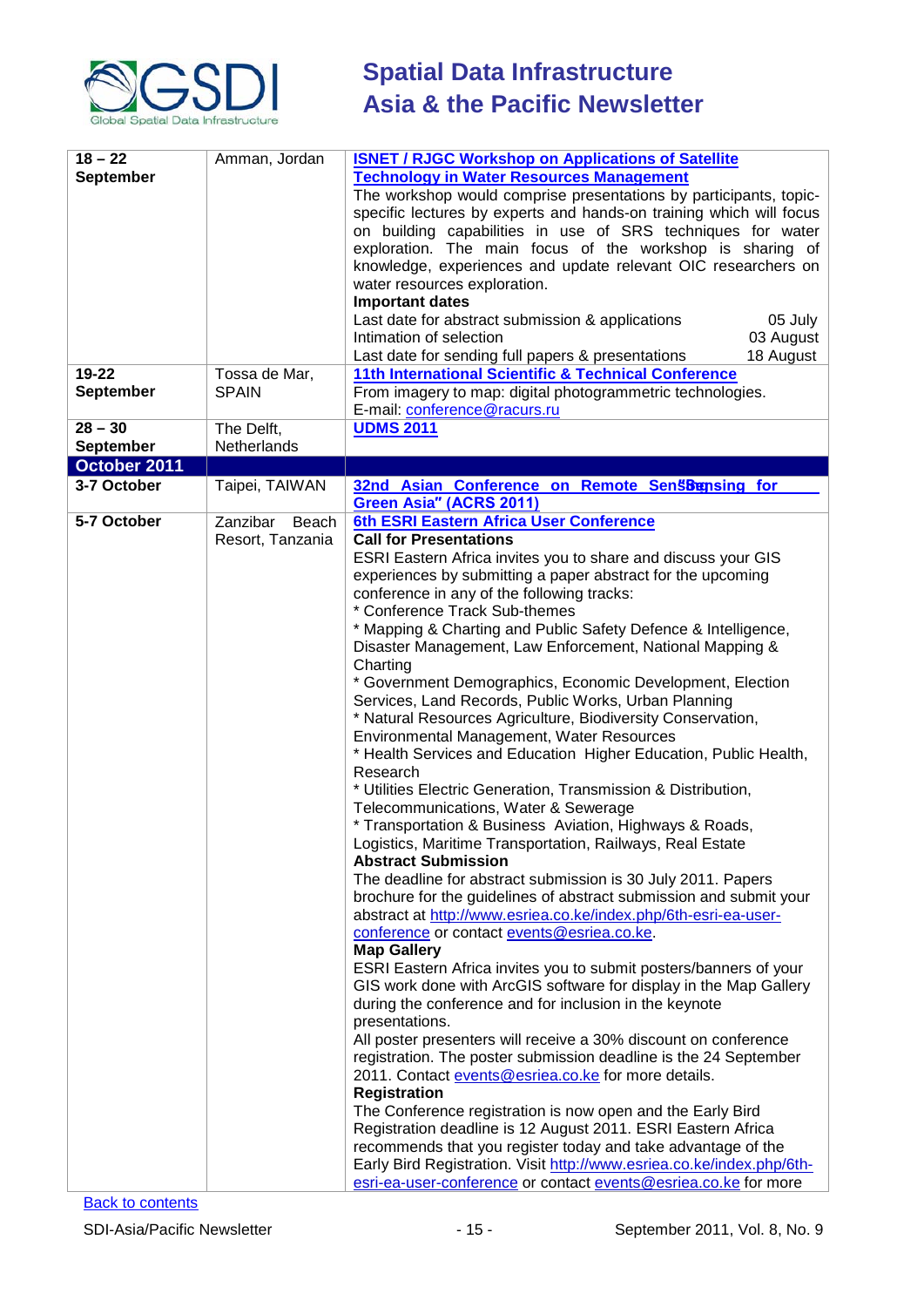| | | |
|---|---|---|
| **18 – 22 September** | Amman, Jordan | **ISNET / RJGC Workshop on Applications of Satellite Technology in Water Resources Management**<br>The workshop would comprise presentations by participants, topic-specific lectures by experts and hands-on training which will focus on building capabilities in use of SRS techniques for water exploration. The main focus of the workshop is sharing of knowledge, experiences and update relevant OIC researchers on water resources exploration.<br>**Important dates**<br>Last date for abstract submission & applications 05 July<br>Intimation of selection 03 August<br>Last date for sending full papers & presentations 18 August |
| **19-22 September** | Tossa de Mar, SPAIN | **11th International Scientific & Technical Conference**<br>From imagery to map: digital photogrammetric technologies.<br>E-mail: conference@racurs.ru |
| **28 – 30 September** | The Delft, Netherlands | **UDMS 2011** |
| **October 2011** | | |
| **3-7 October** | Taipei, TAIWAN | **32nd Asian Conference on Remote Sensing for Green Asia" (ACRS 2011)** |
| **5-7 October** | Zanzibar Beach Resort, Tanzania | **6th ESRI Eastern Africa User Conference**<br>**Call for Presentations**<br>ESRI Eastern Africa invites you to share and discuss your GIS experiences by submitting a paper abstract for the upcoming conference in any of the following tracks:<br>* Conference Track Sub-themes<br>* Mapping & Charting and Public Safety Defence & Intelligence, Disaster Management, Law Enforcement, National Mapping & Charting<br>* Government Demographics, Economic Development, Election Services, Land Records, Public Works, Urban Planning<br>* Natural Resources Agriculture, Biodiversity Conservation, Environmental Management, Water Resources<br>* Health Services and Education Higher Education, Public Health, Research<br>* Utilities Electric Generation, Transmission & Distribution, Telecommunications, Water & Sewerage<br>* Transportation & Business Aviation, Highways & Roads, Logistics, Maritime Transportation, Railways, Real Estate<br>**Abstract Submission**<br>The deadline for abstract submission is 30 July 2011. Papers brochure for the guidelines of abstract submission and submit your abstract at http://www.esriea.co.ke/index.php/6th-esri-ea-user-conference or contact events@esriea.co.ke.<br>**Map Gallery**<br>ESRI Eastern Africa invites you to submit posters/banners of your GIS work done with ArcGIS software for display in the Map Gallery during the conference and for inclusion in the keynote presentations.<br>All poster presenters will receive a 30% discount on conference registration. The poster submission deadline is the 24 September 2011. Contact events@esriea.co.ke for more details.<br>**Registration**<br>The Conference registration is now open and the Early Bird Registration deadline is 12 August 2011. ESRI Eastern Africa recommends that you register today and take advantage of the Early Bird Registration. Visit http://www.esriea.co.ke/index.php/6th-esri-ea-user-conference or contact events@esriea.co.ke for more |

Back to contents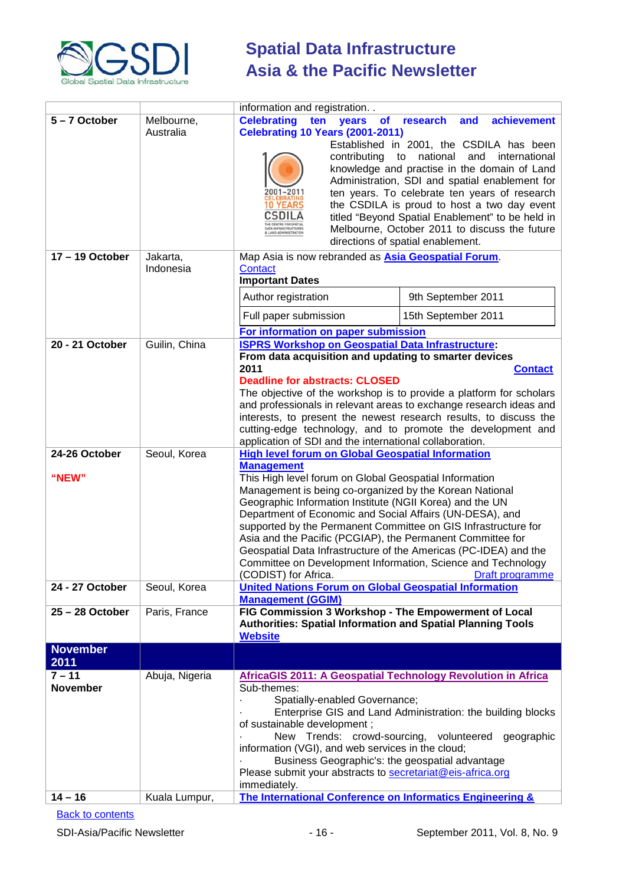| | | information and registration. . |
|---|---|---|
| **5 – 7 October** | Melbourne, Australia | **Celebrating ten years of research and achievement Celebrating 10 Years (2001-2011)** Established in 2001, the CSDILA has been contributing to national and international knowledge and practise in the domain of Land Administration, SDI and spatial enablement for ten years. To celebrate ten years of research the CSDILA is proud to host a two day event titled "Beyond Spatial Enablement" to be held in Melbourne, October 2011 to discuss the future directions of spatial enablement. |
| **17 – 19 October** | Jakarta, Indonesia | Map Asia is now rebranded as **Asia Geospatial Forum**. Contact **Important Dates** Author registration: 9th September 2011; Full paper submission: 15th September 2011 **For information on paper submission** |
| **20 - 21 October** | Guilin, China | **ISPRS Workshop on Geospatial Data Infrastructure: From data acquisition and updating to smarter devices 2011** **Contact** **Deadline for abstracts: CLOSED** The objective of the workshop is to provide a platform for scholars and professionals in relevant areas to exchange research ideas and interests, to present the newest research results, to discuss the cutting-edge technology, and to promote the development and application of SDI and the international collaboration. |
| **24-26 October** **"NEW"** | Seoul, Korea | **High level forum on Global Geospatial Information Management** This High level forum on Global Geospatial Information Management is being co-organized by the Korean National Geographic Information Institute (NGII Korea) and the UN Department of Economic and Social Affairs (UN-DESA), and supported by the Permanent Committee on GIS Infrastructure for Asia and the Pacific (PCGIAP), the Permanent Committee for Geospatial Data Infrastructure of the Americas (PC-IDEA) and the Committee on Development Information, Science and Technology (CODIST) for Africa. Draft programme |
| **24 - 27 October** | Seoul, Korea | **United Nations Forum on Global Geospatial Information Management (GGIM)** |
| **25 – 28 October** | Paris, France | **FIG Commission 3 Workshop - The Empowerment of Local Authorities: Spatial Information and Spatial Planning Tools** **Website** |
| **November 2011** | | |
| **7 – 11 November** | Abuja, Nigeria | **AfricaGIS 2011: A Geospatial Technology Revolution in Africa** Sub-themes: · Spatially-enabled Governance; · Enterprise GIS and Land Administration: the building blocks of sustainable development ; · New Trends: crowd-sourcing, volunteered geographic information (VGI), and web services in the cloud; · Business Geographic's: the geospatial advantage. Please submit your abstracts to secretariat@eis-africa.org immediately. |
| **14 – 16** | Kuala Lumpur, | **The International Conference on Informatics Engineering &** |

Back to contents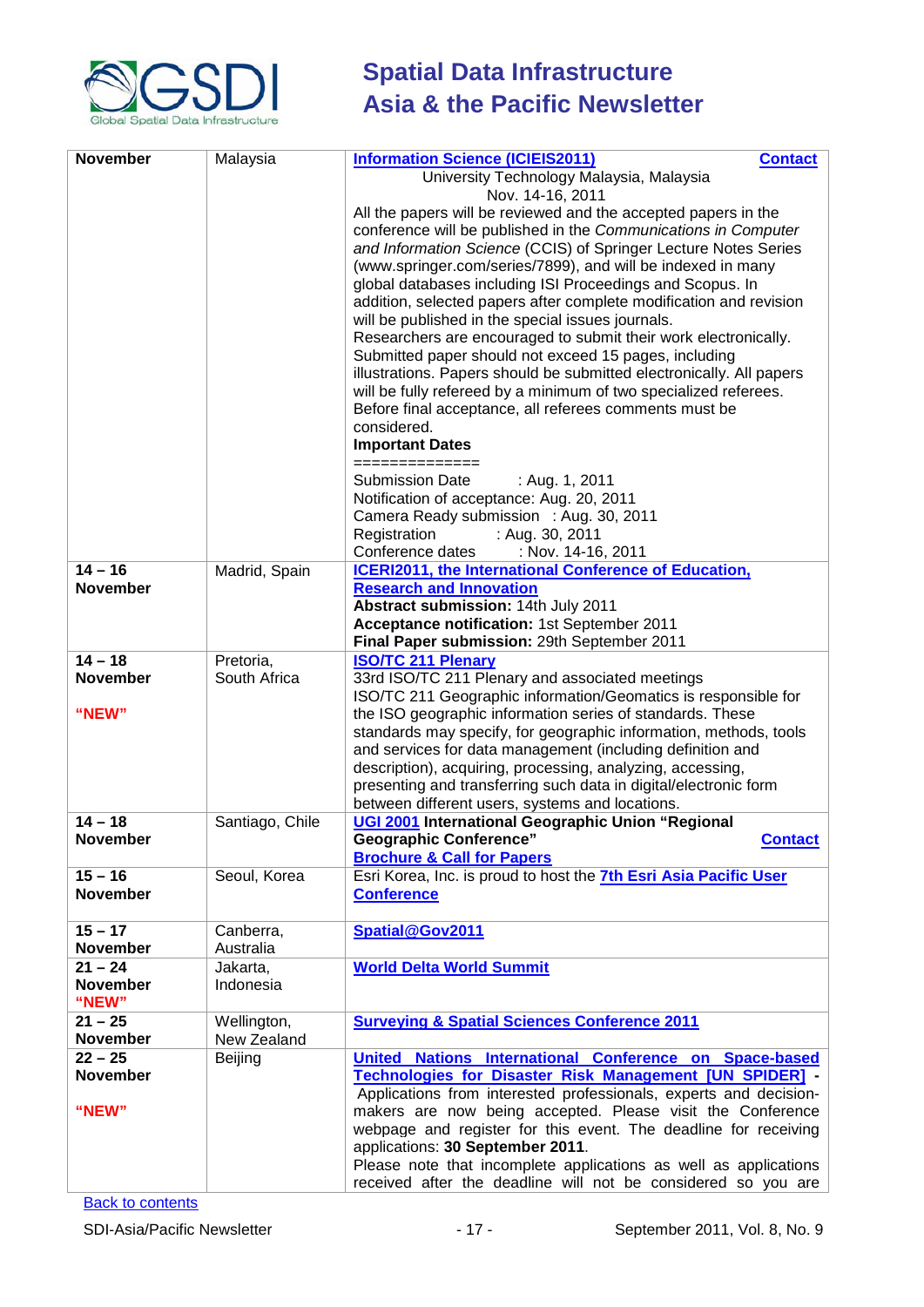| November | Malaysia | **Information Science (ICIEIS2011)** **Contact**<br>University Technology Malaysia, Malaysia<br>Nov. 14-16, 2011<br>All the papers will be reviewed and the accepted papers in the conference will be published in the *Communications in Computer and Information Science* (CCIS) of Springer Lecture Notes Series (www.springer.com/series/7899), and will be indexed in many global databases including ISI Proceedings and Scopus. In addition, selected papers after complete modification and revision will be published in the special issues journals.<br>Researchers are encouraged to submit their work electronically. Submitted paper should not exceed 15 pages, including illustrations. Papers should be submitted electronically. All papers will be fully refereed by a minimum of two specialized referees. Before final acceptance, all referees comments must be considered.<br>**Important Dates**<br>==============<br>Submission Date : Aug. 1, 2011<br>Notification of acceptance: Aug. 20, 2011<br>Camera Ready submission : Aug. 30, 2011<br>Registration : Aug. 30, 2011<br>Conference dates : Nov. 14-16, 2011 |
|---|---|---|
| **14 – 16 November** | Madrid, Spain | **ICERI2011, the International Conference of Education, Research and Innovation**<br>**Abstract submission:** 14th July 2011<br>**Acceptance notification:** 1st September 2011<br>**Final Paper submission:** 29th September 2011 |
| **14 – 18 November**<br><br>**"NEW"** | Pretoria, South Africa | **ISO/TC 211 Plenary**<br>33rd ISO/TC 211 Plenary and associated meetings<br>ISO/TC 211 Geographic information/Geomatics is responsible for the ISO geographic information series of standards. These standards may specify, for geographic information, methods, tools and services for data management (including definition and description), acquiring, processing, analyzing, accessing, presenting and transferring such data in digital/electronic form between different users, systems and locations. |
| **14 – 18 November** | Santiago, Chile | **UGI 2001 International Geographic Union "Regional Geographic Conference"** **Contact**<br>**Brochure & Call for Papers** |
| **15 – 16 November** | Seoul, Korea | Esri Korea, Inc. is proud to host the **7th Esri Asia Pacific User Conference** |
| **15 – 17 November** | Canberra, Australia | **Spatial@Gov2011** |
| **21 – 24 November**<br>**"NEW"** | Jakarta, Indonesia | **World Delta World Summit** |
| **21 – 25 November** | Wellington, New Zealand | **Surveying & Spatial Sciences Conference 2011** |
| **22 – 25 November**<br><br>**"NEW"** | Beijing | **United Nations International Conference on Space-based Technologies for Disaster Risk Management [UN SPIDER] -**<br>Applications from interested professionals, experts and decision-makers are now being accepted. Please visit the Conference webpage and register for this event. The deadline for receiving applications: **30 September 2011**.<br>Please note that incomplete applications as well as applications received after the deadline will not be considered so you are |

Back to contents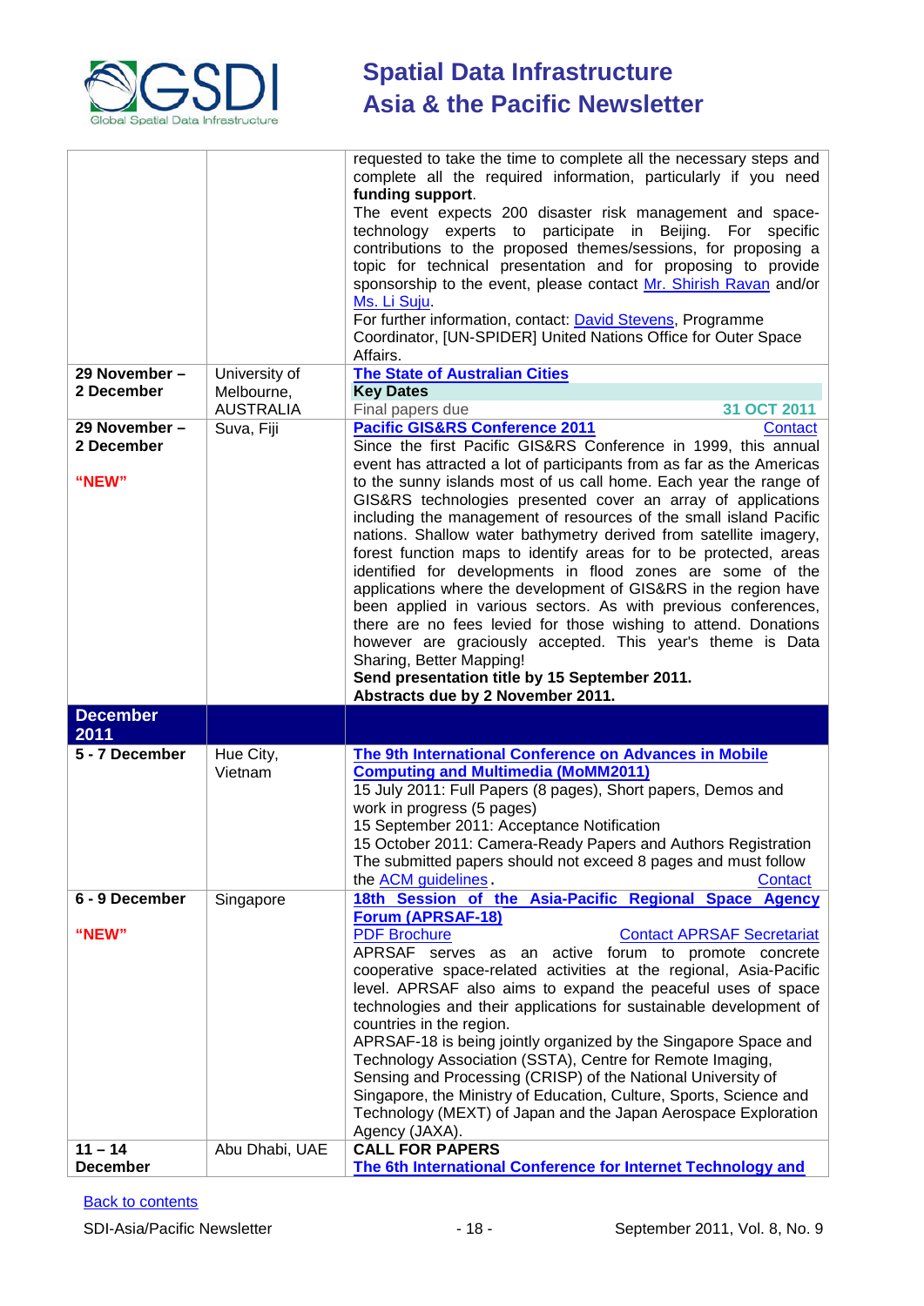| | | |
|---|---|---|
| | | requested to take the time to complete all the necessary steps and complete all the required information, particularly if you need **funding support**.<br>The event expects 200 disaster risk management and space-technology experts to participate in Beijing. For specific contributions to the proposed themes/sessions, for proposing a topic for technical presentation and for proposing to provide sponsorship to the event, please contact Mr. Shirish Ravan and/or Ms. Li Suju.<br>For further information, contact: David Stevens, Programme Coordinator, [UN-SPIDER] United Nations Office for Outer Space Affairs. |
| **29 November – 2 December** | University of Melbourne, AUSTRALIA | **The State of Australian Cities**<br>**Key Dates**<br>Final papers due **31 OCT 2011** |
| **29 November – 2 December**<br><br>**"NEW"** | Suva, Fiji | **Pacific GIS&RS Conference 2011** Contact<br>Since the first Pacific GIS&RS Conference in 1999, this annual event has attracted a lot of participants from as far as the Americas to the sunny islands most of us call home. Each year the range of GIS&RS technologies presented cover an array of applications including the management of resources of the small island Pacific nations. Shallow water bathymetry derived from satellite imagery, forest function maps to identify areas for to be protected, areas identified for developments in flood zones are some of the applications where the development of GIS&RS in the region have been applied in various sectors. As with previous conferences, there are no fees levied for those wishing to attend. Donations however are graciously accepted. This year's theme is Data Sharing, Better Mapping!<br>**Send presentation title by 15 September 2011.**<br>**Abstracts due by 2 November 2011.** |
| **December 2011** | | |
| **5 - 7 December** | Hue City, Vietnam | **The 9th International Conference on Advances in Mobile Computing and Multimedia (MoMM2011)**<br>15 July 2011: Full Papers (8 pages), Short papers, Demos and work in progress (5 pages)<br>15 September 2011: Acceptance Notification<br>15 October 2011: Camera-Ready Papers and Authors Registration<br>The submitted papers should not exceed 8 pages and must follow the ACM guidelines. Contact |
| **6 - 9 December**<br><br>**"NEW"** | Singapore | **18th Session of the Asia-Pacific Regional Space Agency Forum (APRSAF-18)**<br>PDF Brochure Contact APRSAF Secretariat<br>APRSAF serves as an active forum to promote concrete cooperative space-related activities at the regional, Asia-Pacific level. APRSAF also aims to expand the peaceful uses of space technologies and their applications for sustainable development of countries in the region.<br>APRSAF-18 is being jointly organized by the Singapore Space and Technology Association (SSTA), Centre for Remote Imaging, Sensing and Processing (CRISP) of the National University of Singapore, the Ministry of Education, Culture, Sports, Science and Technology (MEXT) of Japan and the Japan Aerospace Exploration Agency (JAXA). |
| **11 – 14 December** | Abu Dhabi, UAE | **CALL FOR PAPERS**<br>**The 6th International Conference for Internet Technology and** |

Back to contents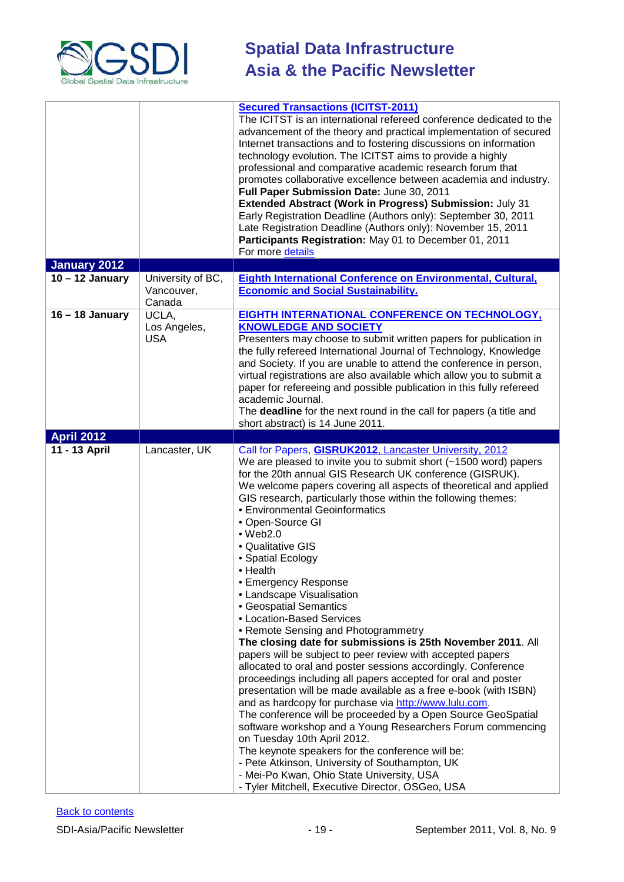| | | |
|---|---|---|
| | | **Secured Transactions (ICITST-2011)**<br>The ICITST is an international refereed conference dedicated to the advancement of the theory and practical implementation of secured Internet transactions and to fostering discussions on information technology evolution. The ICITST aims to provide a highly professional and comparative academic research forum that promotes collaborative excellence between academia and industry.<br>**Full Paper Submission Date:** June 30, 2011<br>**Extended Abstract (Work in Progress) Submission:** July 31<br>Early Registration Deadline (Authors only): September 30, 2011<br>Late Registration Deadline (Authors only): November 15, 2011<br>**Participants Registration:** May 01 to December 01, 2011<br>For more details |
| **January 2012** | | |
| **10 – 12 January** | University of BC, Vancouver, Canada | **Eighth International Conference on Environmental, Cultural, Economic and Social Sustainability.** |
| **16 – 18 January** | UCLA, Los Angeles, USA | **EIGHTH INTERNATIONAL CONFERENCE ON TECHNOLOGY, KNOWLEDGE AND SOCIETY**<br>Presenters may choose to submit written papers for publication in the fully refereed International Journal of Technology, Knowledge and Society. If you are unable to attend the conference in person, virtual registrations are also available which allow you to submit a paper for refereeing and possible publication in this fully refereed academic Journal.<br>The **deadline** for the next round in the call for papers (a title and short abstract) is 14 June 2011. |
| **April 2012** | | |
| **11 - 13 April** | Lancaster, UK | Call for Papers, **GISRUK2012**, Lancaster University, 2012<br>We are pleased to invite you to submit short (~1500 word) papers for the 20th annual GIS Research UK conference (GISRUK).<br>We welcome papers covering all aspects of theoretical and applied GIS research, particularly those within the following themes:<br>• Environmental Geoinformatics<br>• Open-Source GI<br>• Web2.0<br>• Qualitative GIS<br>• Spatial Ecology<br>• Health<br>• Emergency Response<br>• Landscape Visualisation<br>• Geospatial Semantics<br>• Location-Based Services<br>• Remote Sensing and Photogrammetry<br>**The closing date for submissions is 25th November 2011**. All papers will be subject to peer review with accepted papers allocated to oral and poster sessions accordingly. Conference proceedings including all papers accepted for oral and poster presentation will be made available as a free e-book (with ISBN) and as hardcopy for purchase via http://www.lulu.com.<br>The conference will be proceeded by a Open Source GeoSpatial software workshop and a Young Researchers Forum commencing on Tuesday 10th April 2012.<br>The keynote speakers for the conference will be:<br>- Pete Atkinson, University of Southampton, UK<br>- Mei-Po Kwan, Ohio State University, USA<br>- Tyler Mitchell, Executive Director, OSGeo, USA |

Back to contents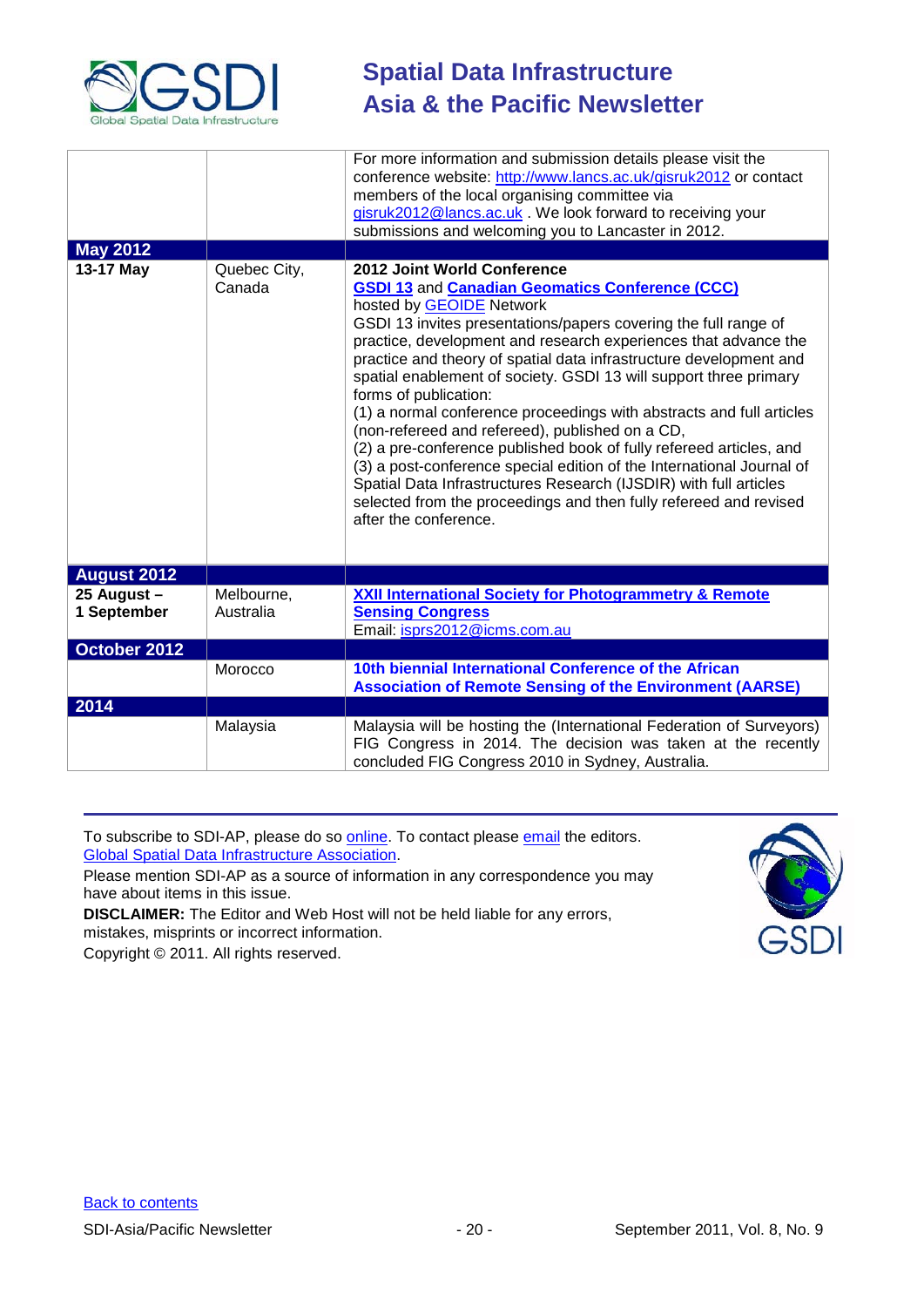| | | |
|---|---|---|
| | | For more information and submission details please visit the conference website: http://www.lancs.ac.uk/gisruk2012 or contact members of the local organising committee via gisruk2012@lancs.ac.uk . We look forward to receiving your submissions and welcoming you to Lancaster in 2012. |
| **May 2012** | | |
| **13-17 May** | Quebec City, Canada | **2012 Joint World Conference**<br>**GSDI 13** and **Canadian Geomatics Conference (CCC)**<br>hosted by GEOIDE Network<br>GSDI 13 invites presentations/papers covering the full range of practice, development and research experiences that advance the practice and theory of spatial data infrastructure development and spatial enablement of society. GSDI 13 will support three primary forms of publication:<br>(1) a normal conference proceedings with abstracts and full articles (non-refereed and refereed), published on a CD,<br>(2) a pre-conference published book of fully refereed articles, and<br>(3) a post-conference special edition of the International Journal of Spatial Data Infrastructures Research (IJSDIR) with full articles selected from the proceedings and then fully refereed and revised after the conference. |
| **August 2012** | | |
| **25 August – 1 September** | Melbourne, Australia | **XXII International Society for Photogrammetry & Remote Sensing Congress**<br>Email: isprs2012@icms.com.au |
| **October 2012** | | |
| | Morocco | **10th biennial International Conference of the African Association of Remote Sensing of the Environment (AARSE)** |
| **2014** | | |
| | Malaysia | Malaysia will be hosting the (International Federation of Surveyors) FIG Congress in 2014. The decision was taken at the recently concluded FIG Congress 2010 in Sydney, Australia. |

To subscribe to SDI-AP, please do so online. To contact please email the editors.
Global Spatial Data Infrastructure Association.

Please mention SDI-AP as a source of information in any correspondence you may have about items in this issue.

**DISCLAIMER:** The Editor and Web Host will not be held liable for any errors, mistakes, misprints or incorrect information.

Copyright © 2011. All rights reserved.

Back to contents